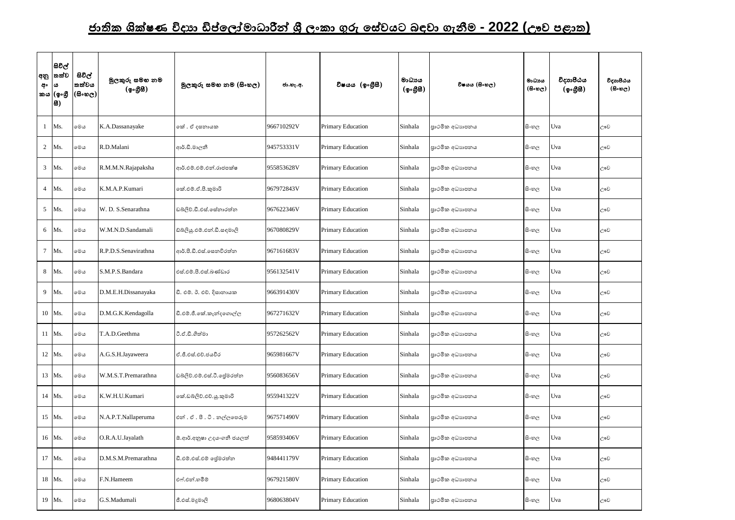# ජාතික ශික්ෂණ විද්‍යා ඩිප්ලෝමාධාරීන් ශ්‍රී ලංකා ගුරු සේවයට බඳවා ගැනීම - 2022 (ඌව පළාත)

| අනු අංකය | සිවිල් තත්වය (ඉංග්‍රීසි) | සිවිල් තත්වය (සිංහල) | මුලකුරු සමඟ නම (ඉංග්‍රීසි) | මුලකුරු සමඟ නම (සිංහල) | ජා.හැ.අ. | විෂයය (ඉංග්‍රීසි) | මාධ්‍යය (ඉංග්‍රීසි) | විෂයය (සිංහල) | මාධ්‍යය (සිංහල) | විද්‍යාපීඨය (ඉංග්‍රීසි) | විද්‍යාපීඨය (සිංහල) |
|---|---|---|---|---|---|---|---|---|---|---|---|
| 1 | Ms. | මෙය | K.A.Dassanayake | කේ . ඒ දසනායක | 966710292V | Primary Education | Sinhala | ප්‍රාථමික අධ්‍යාපනය | සිංහල | Uva | ඌව |
| 2 | Ms. | මෙය | R.D.Malani | ආර්.ඩී.මාලනී | 945753331V | Primary Education | Sinhala | ප්‍රාථමික අධ්‍යාපනය | සිංහල | Uva | ඌව |
| 3 | Ms. | මෙය | R.M.M.N.Rajapaksha | ආර්.එම්.එම්.එන්.රාජපක්ෂ | 955853628V | Primary Education | Sinhala | ප්‍රාථමික අධ්‍යාපනය | සිංහල | Uva | ඌව |
| 4 | Ms. | මෙය | K.M.A.P.Kumari | කේ.එම්.ඒ.පී.කුමාරි | 967972843V | Primary Education | Sinhala | ප්‍රාථමික අධ්‍යාපනය | සිංහල | Uva | ඌව |
| 5 | Ms. | මෙය | W. D. S.Senarathna | ඩබ්ලිව්.ඩී.එස්.සේනාරත්න | 967622346V | Primary Education | Sinhala | ප්‍රාථමික අධ්‍යාපනය | සිංහල | Uva | ඌව |
| 6 | Ms. | මෙය | W.M.N.D.Sandamali | ඩබ්ලියු.එම්.එන්.ඩී.සඳමාලි | 967080829V | Primary Education | Sinhala | ප්‍රාථමික අධ්‍යාපනය | සිංහල | Uva | ඌව |
| 7 | Ms. | මෙය | R.P.D.S.Senavirathna | ආර්.පී.ඩී.එස්.සෙනවිරත්න | 967161683V | Primary Education | Sinhala | ප්‍රාථමික අධ්‍යාපනය | සිංහල | Uva | ඌව |
| 8 | Ms. | මෙය | S.M.P.S.Bandara | එස්.එම්.පී.එස්.බණ්ඩාර | 956132541V | Primary Education | Sinhala | ප්‍රාථමික අධ්‍යාපනය | සිංහල | Uva | ඌව |
| 9 | Ms. | මෙය | D.M.E.H.Dissanayaka | ඩී. එම්. ඊ. එච්. දිසානායක | 966391430V | Primary Education | Sinhala | ප්‍රාථමික අධ්‍යාපනය | සිංහල | Uva | ඌව |
| 10 | Ms. | මෙය | D.M.G.K.Kendagolla | ඩී.එම්.ජී.කේ.කැන්දගොල්ල | 967271632V | Primary Education | Sinhala | ප්‍රාථමික අධ්‍යාපනය | සිංහල | Uva | ඌව |
| 11 | Ms. | මෙය | T.A.D.Geethma | ටී.ඒ.ඩී.ගීත්මා | 957262562V | Primary Education | Sinhala | ප්‍රාථමික අධ්‍යාපනය | සිංහල | Uva | ඌව |
| 12 | Ms. | මෙය | A.G.S.H.Jayaweera | ඒ.ජී.එස්.එච්.ජයවීර | 965981667V | Primary Education | Sinhala | ප්‍රාථමික අධ්‍යාපනය | සිංහල | Uva | ඌව |
| 13 | Ms. | මෙය | W.M.S.T.Premarathna | ඩබ්ලිව්.එම්.එස්.ටී.ප්‍රේමරත්න | 956083656V | Primary Education | Sinhala | ප්‍රාථමික අධ්‍යාපනය | සිංහල | Uva | ඌව |
| 14 | Ms. | මෙය | K.W.H.U.Kumari | කේ.ඩබ්ලිව්.එච්.යූ.කුමාරි | 955941322V | Primary Education | Sinhala | ප්‍රාථමික අධ්‍යාපනය | සිංහල | Uva | ඌව |
| 15 | Ms. | මෙය | N.A.P.T.Nallaperuma | එන් . ඒ . පී . ටී . නල්ලපෙරුම | 967571490V | Primary Education | Sinhala | ප්‍රාථමික අධ්‍යාපනය | සිංහල | Uva | ඌව |
| 16 | Ms. | මෙය | O.R.A.U.Jayalath | ඕ.ආර්.අනුෂා උදයංගනී ජයලත් | 958593406V | Primary Education | Sinhala | ප්‍රාථමික අධ්‍යාපනය | සිංහල | Uva | ඌව |
| 17 | Ms. | මෙය | D.M.S.M.Premarathna | ඩී.එම්.එස්.එම් ප්‍රේමරත්න | 948441179V | Primary Education | Sinhala | ප්‍රාථමික අධ්‍යාපනය | සිංහල | Uva | ඌව |
| 18 | Ms. | මෙය | F.N.Hameem | එෆ්.එන්.හමීම් | 967921580V | Primary Education | Sinhala | ප්‍රාථමික අධ්‍යාපනය | සිංහල | Uva | ඌව |
| 19 | Ms. | මෙය | G.S.Madumali | ජී.එස්.මදුමාලි | 968063804V | Primary Education | Sinhala | ප්‍රාථමික අධ්‍යාපනය | සිංහල | Uva | ඌව |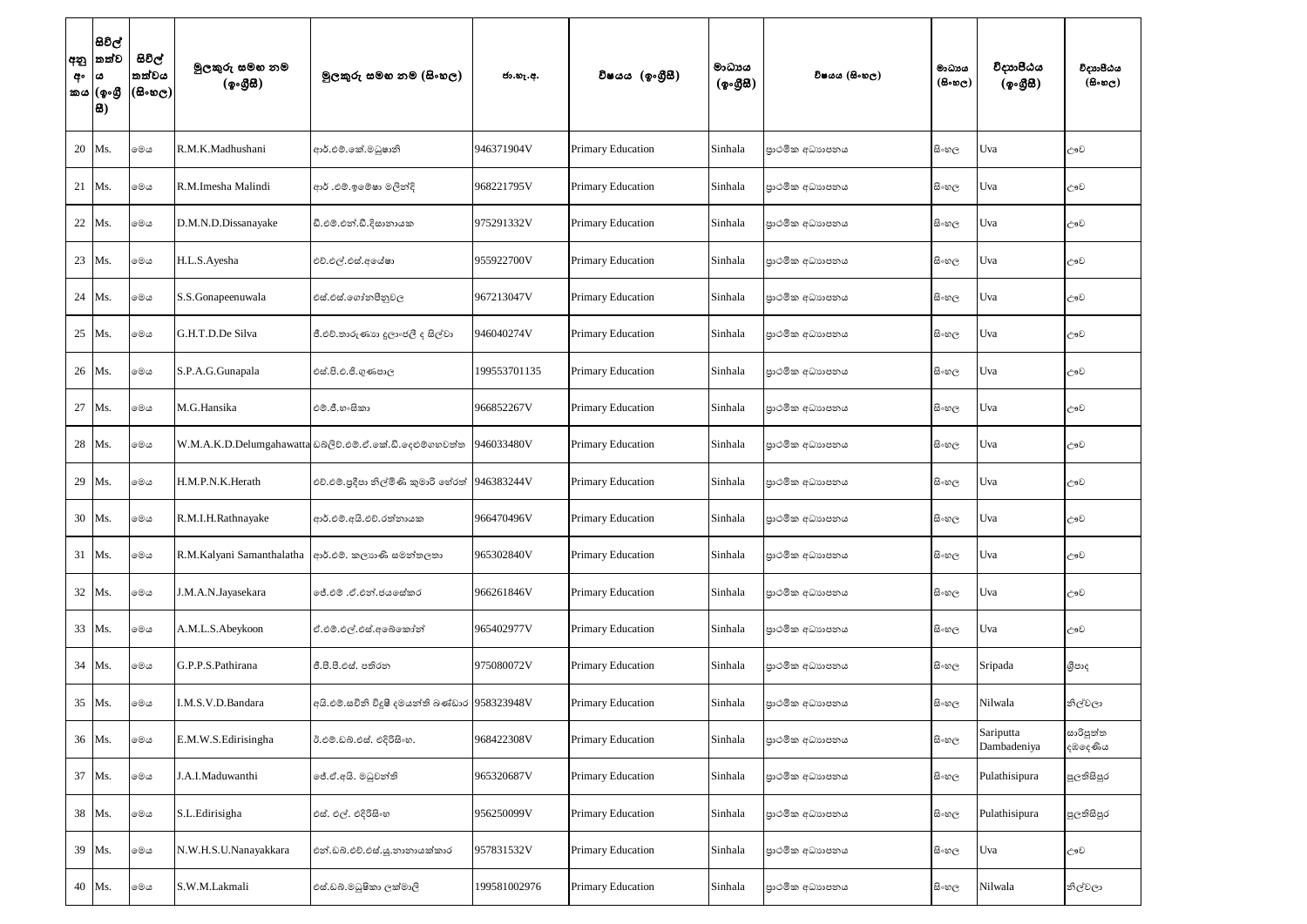| අනු අංකය | සිවිල් තත්වය (ඉංග්‍රීසි) | සිවිල් තත්වය (සිංහල) | මුලකුරු සමඟ නම (ඉංග්‍රීසි) | මුලකුරු සමඟ නම (සිංහල) | ජා.හැ.අ. | විෂයය (ඉංග්‍රීසි) | මාධ්‍යය (ඉංග්‍රීසි) | විෂයය (සිංහල) | මාධ්‍යය (සිංහල) | විද්‍යාපීඨය (ඉංග්‍රීසි) | විද්‍යාපීඨය (සිංහල) |
|---|---|---|---|---|---|---|---|---|---|---|---|
| 20 | Ms. | මෙය | R.M.K.Madhushani | ආර්.එම්.කේ.මධුෂානි | 946371904V | Primary Education | Sinhala | ප්‍රාථමික අධ්‍යාපනය | සිංහල | Uva | ඌව |
| 21 | Ms. | මෙය | R.M.Imesha Malindi | ආර් .එම්.ඉමේෂා මලින්දි | 968221795V | Primary Education | Sinhala | ප්‍රාථමික අධ්‍යාපනය | සිංහල | Uva | ඌව |
| 22 | Ms. | මෙය | D.M.N.D.Dissanayake | ඩී.එම්.එන්.ඩී.දිසානායක | 975291332V | Primary Education | Sinhala | ප්‍රාථමික අධ්‍යාපනය | සිංහල | Uva | ඌව |
| 23 | Ms. | මෙය | H.L.S.Ayesha | එච්.එල්.එස්.අයේෂා | 955922700V | Primary Education | Sinhala | ප්‍රාථමික අධ්‍යාපනය | සිංහල | Uva | ඌව |
| 24 | Ms. | මෙය | S.S.Gonapeenuwala | එස්.එස්.ගෝනපීනුවල | 967213047V | Primary Education | Sinhala | ප්‍රාථමික අධ්‍යාපනය | සිංහල | Uva | ඌව |
| 25 | Ms. | මෙය | G.H.T.D.De Silva | ජී.එච්.තාරුණ්‍යා දුලාංජලී ද සිල්වා | 946040274V | Primary Education | Sinhala | ප්‍රාථමික අධ්‍යාපනය | සිංහල | Uva | ඌව |
| 26 | Ms. | මෙය | S.P.A.G.Gunapala | එස්.පී.ඒ.ජී.ගුණපාල | 199553701135 | Primary Education | Sinhala | ප්‍රාථමික අධ්‍යාපනය | සිංහල | Uva | ඌව |
| 27 | Ms. | මෙය | M.G.Hansika | එම්.ජී.හංසිකා | 966852267V | Primary Education | Sinhala | ප්‍රාථමික අධ්‍යාපනය | සිංහල | Uva | ඌව |
| 28 | Ms. | මෙය | W.M.A.K.D.Delumgahawatta | ඩබ්ලිව්.එම්.ඒ.කේ.ඩී.දෙළුම්ගහවත්ත | 946033480V | Primary Education | Sinhala | ප්‍රාථමික අධ්‍යාපනය | සිංහල | Uva | ඌව |
| 29 | Ms. | මෙය | H.M.P.N.K.Herath | එච්.එම්.ප්‍රදීපා නිල්මිණි කුමාරි හේරත් | 946383244V | Primary Education | Sinhala | ප්‍රාථමික අධ්‍යාපනය | සිංහල | Uva | ඌව |
| 30 | Ms. | මෙය | R.M.I.H.Rathnayake | ආර්.එම්.අයි.එච්.රත්නායක | 966470496V | Primary Education | Sinhala | ප්‍රාථමික අධ්‍යාපනය | සිංහල | Uva | ඌව |
| 31 | Ms. | මෙය | R.M.Kalyani Samanthalatha | ආර්.එම්. කල්‍යාණි සමන්තලතා | 965302840V | Primary Education | Sinhala | ප්‍රාථමික අධ්‍යාපනය | සිංහල | Uva | ඌව |
| 32 | Ms. | මෙය | J.M.A.N.Jayasekara | ජේ.එම් .ඒ.එන්.ජයසේකර | 966261846V | Primary Education | Sinhala | ප්‍රාථමික අධ්‍යාපනය | සිංහල | Uva | ඌව |
| 33 | Ms. | මෙය | A.M.L.S.Abeykoon | ඒ.එම්.එල්.එස්.අබේකෝන් | 965402977V | Primary Education | Sinhala | ප්‍රාථමික අධ්‍යාපනය | සිංහල | Uva | ඌව |
| 34 | Ms. | මෙය | G.P.P.S.Pathirana | ජී.පී.පී.එස්. පතිරන | 975080072V | Primary Education | Sinhala | ප්‍රාථමික අධ්‍යාපනය | සිංහල | Sripada | ශ්‍රීපාද |
| 35 | Ms. | මෙය | I.M.S.V.D.Bandara | අයි.එම්.සචිනි විදූෂී දමයන්ති බණ්ඩාර | 958323948V | Primary Education | Sinhala | ප්‍රාථමික අධ්‍යාපනය | සිංහල | Nilwala | නිල්වලා |
| 36 | Ms. | මෙය | E.M.W.S.Edirisingha | ඊ.එම්.ඩබ්.එස්. එදිරිසිංහ. | 968422308V | Primary Education | Sinhala | ප්‍රාථමික අධ්‍යාපනය | සිංහල | Sariputta Dambadeniya | සාරිපුත්ත දඹදෙණිය |
| 37 | Ms. | මෙය | J.A.I.Maduwanthi | ජේ.ඒ.අයි. මධුවන්ති | 965320687V | Primary Education | Sinhala | ප්‍රාථමික අධ්‍යාපනය | සිංහල | Pulathisipura | පුලතිසිපුර |
| 38 | Ms. | මෙය | S.L.Edirisigha | එස්. එල්. එදිරිසිංහ | 956250099V | Primary Education | Sinhala | ප්‍රාථමික අධ්‍යාපනය | සිංහල | Pulathisipura | පුලතිසිපුර |
| 39 | Ms. | මෙය | N.W.H.S.U.Nanayakkara | එන්.ඩබ්.එච්.එස්.යූ.නානායක්කාර | 957831532V | Primary Education | Sinhala | ප්‍රාථමික අධ්‍යාපනය | සිංහල | Uva | ඌව |
| 40 | Ms. | මෙය | S.W.M.Lakmali | එස්.ඩබ්.මධුෂිකා ලක්මාලි | 199581002976 | Primary Education | Sinhala | ප්‍රාථමික අධ්‍යාපනය | සිංහල | Nilwala | නිල්වලා |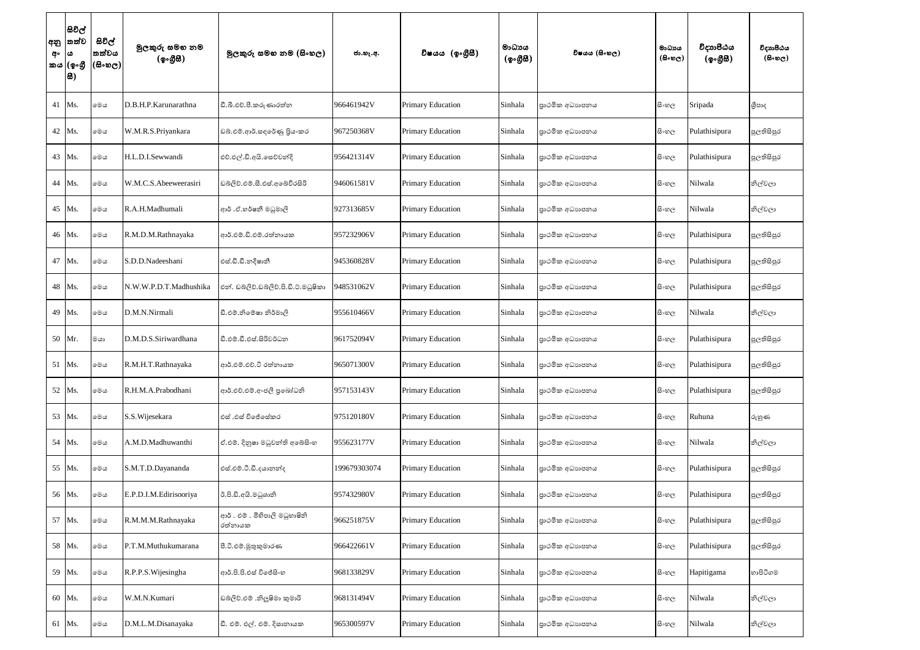| අනු අංකය | සිවිල් තත්වය (ඉංග්‍රීසි) | සිවිල් තත්වය (සිංහල) | මුලකුරු සමඟ නම (ඉංග්‍රීසි) | මුලකුරු සමඟ නම (සිංහල) | ජා.හැ.අ. | විෂයය (ඉංග්‍රීසි) | මාධ්‍යය (ඉංග්‍රීසි) | විෂයය (සිංහල) | මාධ්‍යය (සිංහල) | විද්‍යාපීඨය (ඉංග්‍රීසි) | විද්‍යාපීඨය (සිංහල) |
|---|---|---|---|---|---|---|---|---|---|---|---|
| 41 | Ms. | මෙය | D.B.H.P.Karunarathna | ඩී.බී.එච්.පී.කරුණාරත්න | 966461942V | Primary Education | Sinhala | ප්‍රාථමික අධ්‍යාපනය | සිංහල | Sripada | ශ්‍රීපාද |
| 42 | Ms. | මෙය | W.M.R.S.Priyankara | ඩබ්.එම්.ආර්.සඳරේණු ප්‍රියංකර | 967250368V | Primary Education | Sinhala | ප්‍රාථමික අධ්‍යාපනය | සිංහල | Pulathisipura | පුලතිසිපුර |
| 43 | Ms. | මෙය | H.L.D.I.Sewwandi | එච්.එල්.ඩී.අයි.සෙව්වන්දි | 956421314V | Primary Education | Sinhala | ප්‍රාථමික අධ්‍යාපනය | සිංහල | Pulathisipura | පුලතිසිපුර |
| 44 | Ms. | මෙය | W.M.C.S.Abeeweerasiri | ඩබ්ලිව්.එම්.සී.එස්.අබේවීරසිරි | 946061581V | Primary Education | Sinhala | ප්‍රාථමික අධ්‍යාපනය | සිංහල | Nilwala | නිල්වලා |
| 45 | Ms. | මෙය | R.A.H.Madhumali | ආර් .ඒ.හර්ෂනී මධුමාලි | 927313685V | Primary Education | Sinhala | ප්‍රාථමික අධ්‍යාපනය | සිංහල | Nilwala | නිල්වලා |
| 46 | Ms. | මෙය | R.M.D.M.Rathnayaka | ආර්.එම්.ඩී.එම්.රත්නායක | 957232906V | Primary Education | Sinhala | ප්‍රාථමික අධ්‍යාපනය | සිංහල | Pulathisipura | පුලතිසිපුර |
| 47 | Ms. | මෙය | S.D.D.Nadeeshani | එස්.ඩී.ඩී.නදීෂානි | 945360828V | Primary Education | Sinhala | ප්‍රාථමික අධ්‍යාපනය | සිංහල | Pulathisipura | පුලතිසිපුර |
| 48 | Ms. | මෙය | N.W.W.P.D.T.Madhushika | එන්. ඩබ්ලිව්.ඩබ්ලිව්.පී.ඩී.ටී.මධුෂිකා | 948531062V | Primary Education | Sinhala | ප්‍රාථමික අධ්‍යාපනය | සිංහල | Pulathisipura | පුලතිසිපුර |
| 49 | Ms. | මෙය | D.M.N.Nirmali | ඩී.එම්.නිමේෂා නිර්මාලි | 955610466V | Primary Education | Sinhala | ප්‍රාථමික අධ්‍යාපනය | සිංහල | Nilwala | නිල්වලා |
| 50 | Mr. | මයා | D.M.D.S.Siriwardhana | ඩී.එම්.ඩී.එස්.සිරිවර්ධන | 961752094V | Primary Education | Sinhala | ප්‍රාථමික අධ්‍යාපනය | සිංහල | Pulathisipura | පුලතිසිපුර |
| 51 | Ms. | මෙය | R.M.H.T.Rathnayaka | ආර්.එම්.එච්.ටී රත්නායක | 965071300V | Primary Education | Sinhala | ප්‍රාථමික අධ්‍යාපනය | සිංහල | Pulathisipura | පුලතිසිපුර |
| 52 | Ms. | මෙය | R.H.M.A.Prabodhani | ආර්.එච්.එම්.අංජලී ප්‍රබෝධනි | 957153143V | Primary Education | Sinhala | ප්‍රාථමික අධ්‍යාපනය | සිංහල | Pulathisipura | පුලතිසිපුර |
| 53 | Ms. | මෙය | S.S.Wijesekara | එස් .එස් විජේසේකර | 975120180V | Primary Education | Sinhala | ප්‍රාථමික අධ්‍යාපනය | සිංහල | Ruhuna | රුහුණ |
| 54 | Ms. | මෙය | A.M.D.Madhuwanthi | ඒ.එම්. දිනූෂා මධුවන්ති අබේසිංහ | 955623177V | Primary Education | Sinhala | ප්‍රාථමික අධ්‍යාපනය | සිංහල | Nilwala | නිල්වලා |
| 55 | Ms. | මෙය | S.M.T.D.Dayananda | එස්.එම්.ටී.ඩී.දයානන්ද | 199679303074 | Primary Education | Sinhala | ප්‍රාථමික අධ්‍යාපනය | සිංහල | Pulathisipura | පුලතිසිපුර |
| 56 | Ms. | මෙය | E.P.D.I.M.Edirisooriya | ඊ.පී.ඩී.අයි.මධුශානි | 957432980V | Primary Education | Sinhala | ප්‍රාථමික අධ්‍යාපනය | සිංහල | Pulathisipura | පුලතිසිපුර |
| 57 | Ms. | මෙය | R.M.M.M.Rathnayaka | ආර් . එම් . මිහිපාලි මධුභාෂිනි රත්නායක | 966251875V | Primary Education | Sinhala | ප්‍රාථමික අධ්‍යාපනය | සිංහල | Pulathisipura | පුලතිසිපුර |
| 58 | Ms. | මෙය | P.T.M.Muthukumarana | පී.ටී.එම්.මුතුකුමාරණ | 966422661V | Primary Education | Sinhala | ප්‍රාථමික අධ්‍යාපනය | සිංහල | Pulathisipura | පුලතිසිපුර |
| 59 | Ms. | මෙය | R.P.P.S.Wijesingha | ආර්.පී.පී.එස් විජේසිංහ | 968133829V | Primary Education | Sinhala | ප්‍රාථමික අධ්‍යාපනය | සිංහල | Hapitigama | හාපිටිගම |
| 60 | Ms. | මෙය | W.M.N.Kumari | ඩබ්ලිව්.එම් .නිලූෂිමා කුමාරි | 968131494V | Primary Education | Sinhala | ප්‍රාථමික අධ්‍යාපනය | සිංහල | Nilwala | නිල්වලා |
| 61 | Ms. | මෙය | D.M.L.M.Disanayaka | ඩී. එම්. එල්. එම්. දිසානායක | 965300597V | Primary Education | Sinhala | ප්‍රාථමික අධ්‍යාපනය | සිංහල | Nilwala | නිල්වලා |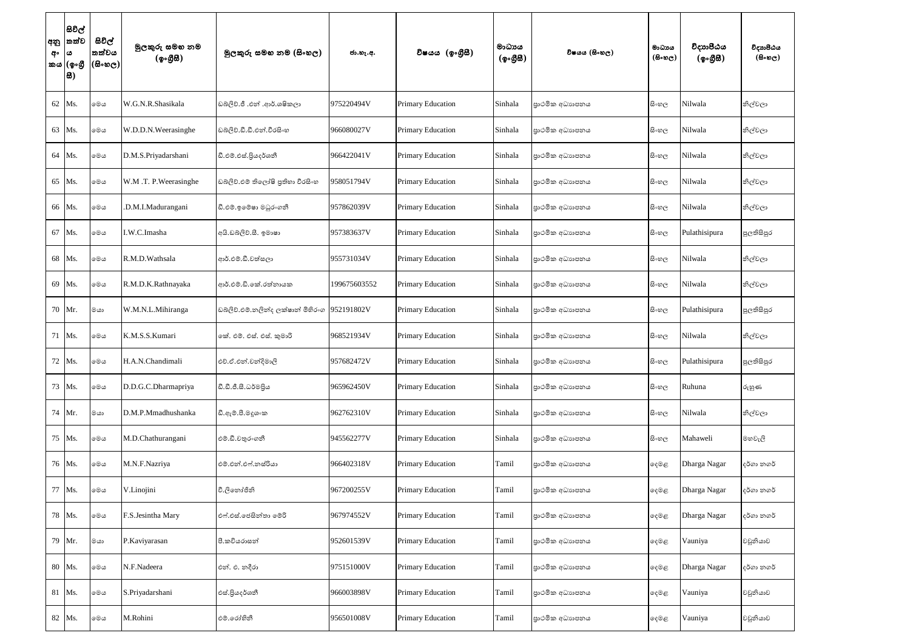| අනු අංකය | සිවිල් තත්වය (ඉංග්‍රීසි) | සිවිල් තත්වය (සිංහල) | මුලකුරු සමඟ නම (ඉංග්‍රීසි) | මුලකුරු සමඟ නම (සිංහල) | ජා.හැ.අ. | විෂයය (ඉංග්‍රීසි) | මාධ්‍යය (ඉංග්‍රීසි) | විෂයය (සිංහල) | මාධ්‍යය (සිංහල) | විද්‍යාපීඨය (ඉංග්‍රීසි) | විද්‍යාපීඨය (සිංහල) |
|---|---|---|---|---|---|---|---|---|---|---|---|
| 62 | Ms. | මෙය | W.G.N.R.Shasikala | ඩබ්ලිව්.ජී .එන් .ආර්.ශෂිකලා | 975220494V | Primary Education | Sinhala | ප්‍රාථමික අධ්‍යාපනය | සිංහල | Nilwala | නිල්වලා |
| 63 | Ms. | මෙය | W.D.D.N.Weerasinghe | ඩබ්ලිව්.ඩී.ඩී.එන්.වීරසිංහ | 966080027V | Primary Education | Sinhala | ප්‍රාථමික අධ්‍යාපනය | සිංහල | Nilwala | නිල්වලා |
| 64 | Ms. | මෙය | D.M.S.Priyadarshani | ඩී.එම්.එස්.ප්‍රියදර්ශනී | 966422041V | Primary Education | Sinhala | ප්‍රාථමික අධ්‍යාපනය | සිංහල | Nilwala | නිල්වලා |
| 65 | Ms. | මෙය | W.M .T. P.Weerasinghe | ඩබ්ලිව්.එම් තිලෝෂි ප්‍රතිභා වීරසිංහ | 958051794V | Primary Education | Sinhala | ප්‍රාථමික අධ්‍යාපනය | සිංහල | Nilwala | නිල්වලා |
| 66 | Ms. | මෙය | .D.M.I.Madurangani | ඩී.එම්.ඉමේෂා මධුරංගනී | 957862039V | Primary Education | Sinhala | ප්‍රාථමික අධ්‍යාපනය | සිංහල | Nilwala | නිල්වලා |
| 67 | Ms. | මෙය | I.W.C.Imasha | අයි.ඩබ්ලිව්.සී. ඉමාෂා | 957383637V | Primary Education | Sinhala | ප්‍රාථමික අධ්‍යාපනය | සිංහල | Pulathisipura | පුලතිසිපුර |
| 68 | Ms. | මෙය | R.M.D.Wathsala | ආර්.එම්.ඩී.වත්සලා | 955731034V | Primary Education | Sinhala | ප්‍රාථමික අධ්‍යාපනය | සිංහල | Nilwala | නිල්වලා |
| 69 | Ms. | මෙය | R.M.D.K.Rathnayaka | ආර්.එම්.ඩී.කේ.රත්නායක | 199675603552 | Primary Education | Sinhala | ප්‍රාථමික අධ්‍යාපනය | සිංහල | Nilwala | නිල්වලා |
| 70 | Mr. | මයා | W.M.N.L.Mihiranga | ඩබ්ලිව්.එම්.නලින්ද ලක්ෂාන් මිහිරංග | 952191802V | Primary Education | Sinhala | ප්‍රාථමික අධ්‍යාපනය | සිංහල | Pulathisipura | පුලතිසිපුර |
| 71 | Ms. | මෙය | K.M.S.S.Kumari | කේ. එම්. එස්. එස්. කුමාරි | 968521934V | Primary Education | Sinhala | ප්‍රාථමික අධ්‍යාපනය | සිංහල | Nilwala | නිල්වලා |
| 72 | Ms. | මෙය | H.A.N.Chandimali | එච්.ඒ.එන්.චන්දිමාලි | 957682472V | Primary Education | Sinhala | ප්‍රාථමික අධ්‍යාපනය | සිංහල | Pulathisipura | පුලතිසිපුර |
| 73 | Ms. | මෙය | D.D.G.C.Dharmapriya | ඩී.ඩී.ජී.සී.ධර්මප්‍රිය | 965962450V | Primary Education | Sinhala | ප්‍රාථමික අධ්‍යාපනය | සිංහල | Ruhuna | රුහුණ |
| 74 | Mr. | මයා | D.M.P.Mmadhushanka | ඩී.ඇම්.පී.මදූශංක | 962762310V | Primary Education | Sinhala | ප්‍රාථමික අධ්‍යාපනය | සිංහල | Nilwala | නිල්වලා |
| 75 | Ms. | මෙය | M.D.Chathurangani | එම්.ඩී.චතුරංගනී | 945562277V | Primary Education | Sinhala | ප්‍රාථමික අධ්‍යාපනය | සිංහල | Mahaweli | මහවැලි |
| 76 | Ms. | මෙය | M.N.F.Nazriya | එම්.එන්.එෆ්.නස්රියා | 966402318V | Primary Education | Tamil | ප්‍රාථමික අධ්‍යාපනය | දෙමළ | Dharga Nagar | දර්ගා නගර් |
| 77 | Ms. | මෙය | V.Linojini | වී.ලිනෝජිනි | 967200255V | Primary Education | Tamil | ප්‍රාථමික අධ්‍යාපනය | දෙමළ | Dharga Nagar | දර්ගා නගර් |
| 78 | Ms. | මෙය | F.S.Jesintha Mary | එෆ්.එස්.ජෙසින්තා මේරි | 967974552V | Primary Education | Tamil | ප්‍රාථමික අධ්‍යාපනය | දෙමළ | Dharga Nagar | දර්ගා නගර් |
| 79 | Mr. | මයා | P.Kaviyarasan | පී.කවියරාසන් | 952601539V | Primary Education | Tamil | ප්‍රාථමික අධ්‍යාපනය | දෙමළ | Vauniya | වවුනියාව |
| 80 | Ms. | මෙය | N.F.Nadeera | එන්. එ. නදීරා | 975151000V | Primary Education | Tamil | ප්‍රාථමික අධ්‍යාපනය | දෙමළ | Dharga Nagar | දර්ගා නගර් |
| 81 | Ms. | මෙය | S.Priyadarshani | එස්.ප්‍රියදර්ශනී | 966003898V | Primary Education | Tamil | ප්‍රාථමික අධ්‍යාපනය | දෙමළ | Vauniya | වවුනියාව |
| 82 | Ms. | මෙය | M.Rohini | එම්.රෝහිනී | 956501008V | Primary Education | Tamil | ප්‍රාථමික අධ්‍යාපනය | දෙමළ | Vauniya | වවුනියාව |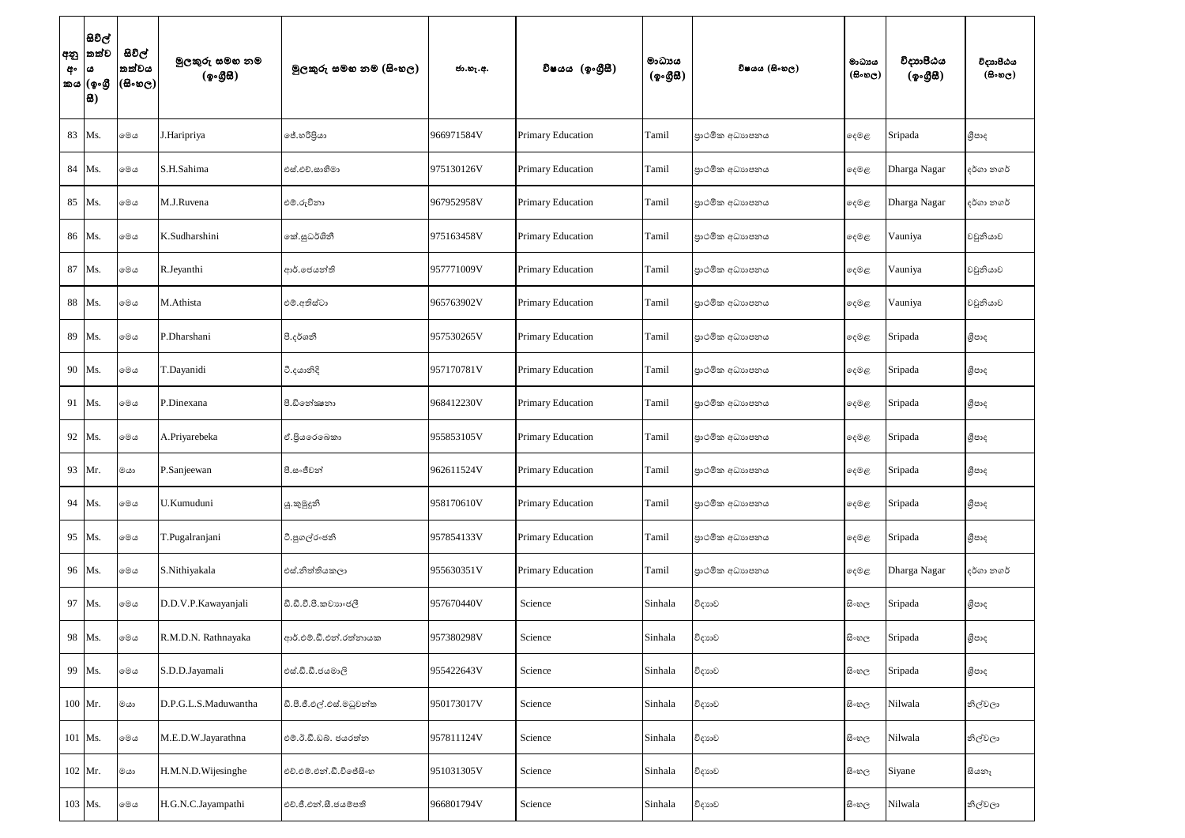| අනු අංකය | සිවිල් තත්වය (ඉංග්‍රීසි) | සිවිල් තත්වය (සිංහල) | මුලකුරු සමඟ නම (ඉංග්‍රීසි) | මුලකුරු සමඟ නම (සිංහල) | ජා.හැ.අ. | විෂයය (ඉංග්‍රීසි) | මාධ්‍යය (ඉංග්‍රීසි) | විෂයය (සිංහල) | මාධ්‍යය (සිංහල) | විද්‍යාපීඨය (ඉංග්‍රීසි) | විද්‍යාපීඨය (සිංහල) |
|---|---|---|---|---|---|---|---|---|---|---|---|
| 83 | Ms. | මෙය | J.Haripriya | ජේ.හරිප්‍රියා | 966971584V | Primary Education | Tamil | ප්‍රාථමික අධ්‍යාපනය | දෙමළ | Sripada | ශ්‍රීපාද |
| 84 | Ms. | මෙය | S.H.Sahima | එස්.එච්.සාහිමා | 975130126V | Primary Education | Tamil | ප්‍රාථමික අධ්‍යාපනය | දෙමළ | Dharga Nagar | දර්ගා නගර් |
| 85 | Ms. | මෙය | M.J.Ruvena | එම්.රුවිනා | 967952958V | Primary Education | Tamil | ප්‍රාථමික අධ්‍යාපනය | දෙමළ | Dharga Nagar | දර්ගා නගර් |
| 86 | Ms. | මෙය | K.Sudharshini | කේ.සුධර්ශිනි | 975163458V | Primary Education | Tamil | ප්‍රාථමික අධ්‍යාපනය | දෙමළ | Vauniya | වවුනියාව |
| 87 | Ms. | මෙය | R.Jeyanthi | ආර්.ජෙයන්ති | 957771009V | Primary Education | Tamil | ප්‍රාථමික අධ්‍යාපනය | දෙමළ | Vauniya | වවුනියාව |
| 88 | Ms. | මෙය | M.Athista | එම්.අතිස්ටා | 965763902V | Primary Education | Tamil | ප්‍රාථමික අධ්‍යාපනය | දෙමළ | Vauniya | වවුනියාව |
| 89 | Ms. | මෙය | P.Dharshani | පී.දර්ශනී | 957530265V | Primary Education | Tamil | ප්‍රාථමික අධ්‍යාපනය | දෙමළ | Sripada | ශ්‍රීපාද |
| 90 | Ms. | මෙය | T.Dayanidi | ටී.දයානිදි | 957170781V | Primary Education | Tamil | ප්‍රාථමික අධ්‍යාපනය | දෙමළ | Sripada | ශ්‍රීපාද |
| 91 | Ms. | මෙය | P.Dinexana | පී.ඩිනෝක්ෂනා | 968412230V | Primary Education | Tamil | ප්‍රාථමික අධ්‍යාපනය | දෙමළ | Sripada | ශ්‍රීපාද |
| 92 | Ms. | මෙය | A.Priyarebeka | ඒ.ප්‍රියරෙබෙකා | 955853105V | Primary Education | Tamil | ප්‍රාථමික අධ්‍යාපනය | දෙමළ | Sripada | ශ්‍රීපාද |
| 93 | Mr. | මයා | P.Sanjeewan | පී.සංජීවන් | 962611524V | Primary Education | Tamil | ප්‍රාථමික අධ්‍යාපනය | දෙමළ | Sripada | ශ්‍රීපාද |
| 94 | Ms. | මෙය | U.Kumuduni | යූ.කුමුදුනි | 958170610V | Primary Education | Tamil | ප්‍රාථමික අධ්‍යාපනය | දෙමළ | Sripada | ශ්‍රීපාද |
| 95 | Ms. | මෙය | T.Pugalranjani | ටී.පුගල්රංජනි | 957854133V | Primary Education | Tamil | ප්‍රාථමික අධ්‍යාපනය | දෙමළ | Sripada | ශ්‍රීපාද |
| 96 | Ms. | මෙය | S.Nithiyakala | එස්.නිත්තියකලා | 955630351V | Primary Education | Tamil | ප්‍රාථමික අධ්‍යාපනය | දෙමළ | Dharga Nagar | දර්ගා නගර් |
| 97 | Ms. | මෙය | D.D.V.P.Kawayanjali | ඩී.ඩී.වී.පී.කවයාංජලී | 957670440V | Science | Sinhala | විද්‍යාව | සිංහල | Sripada | ශ්‍රීපාද |
| 98 | Ms. | මෙය | R.M.D.N. Rathnayaka | ආර්.එම්.ඩී.එන්.රත්නායක | 957380298V | Science | Sinhala | විද්‍යාව | සිංහල | Sripada | ශ්‍රීපාද |
| 99 | Ms. | මෙය | S.D.D.Jayamali | එස්.ඩී.ඩී.ජයමාලි | 955422643V | Science | Sinhala | විද්‍යාව | සිංහල | Sripada | ශ්‍රීපාද |
| 100 | Mr. | මයා | D.P.G.L.S.Maduwantha | ඩී.පී.ජී.එල්.එස්.මධුවන්ත | 950173017V | Science | Sinhala | විද්‍යාව | සිංහල | Nilwala | නිල්වලා |
| 101 | Ms. | මෙය | M.E.D.W.Jayarathna | එම්.ඊ.ඩී.ඩබ්. ජයරත්න | 957811124V | Science | Sinhala | විද්‍යාව | සිංහල | Nilwala | නිල්වලා |
| 102 | Mr. | මයා | H.M.N.D.Wijesinghe | එච්.එම්.එන්.ඩී.විජේසිංහ | 951031305V | Science | Sinhala | විද්‍යාව | සිංහල | Siyane | සියනෑ |
| 103 | Ms. | මෙය | H.G.N.C.Jayampathi | එච්.ජී.එන්.සී.ජයම්පති | 966801794V | Science | Sinhala | විද්‍යාව | සිංහල | Nilwala | නිල්වලා |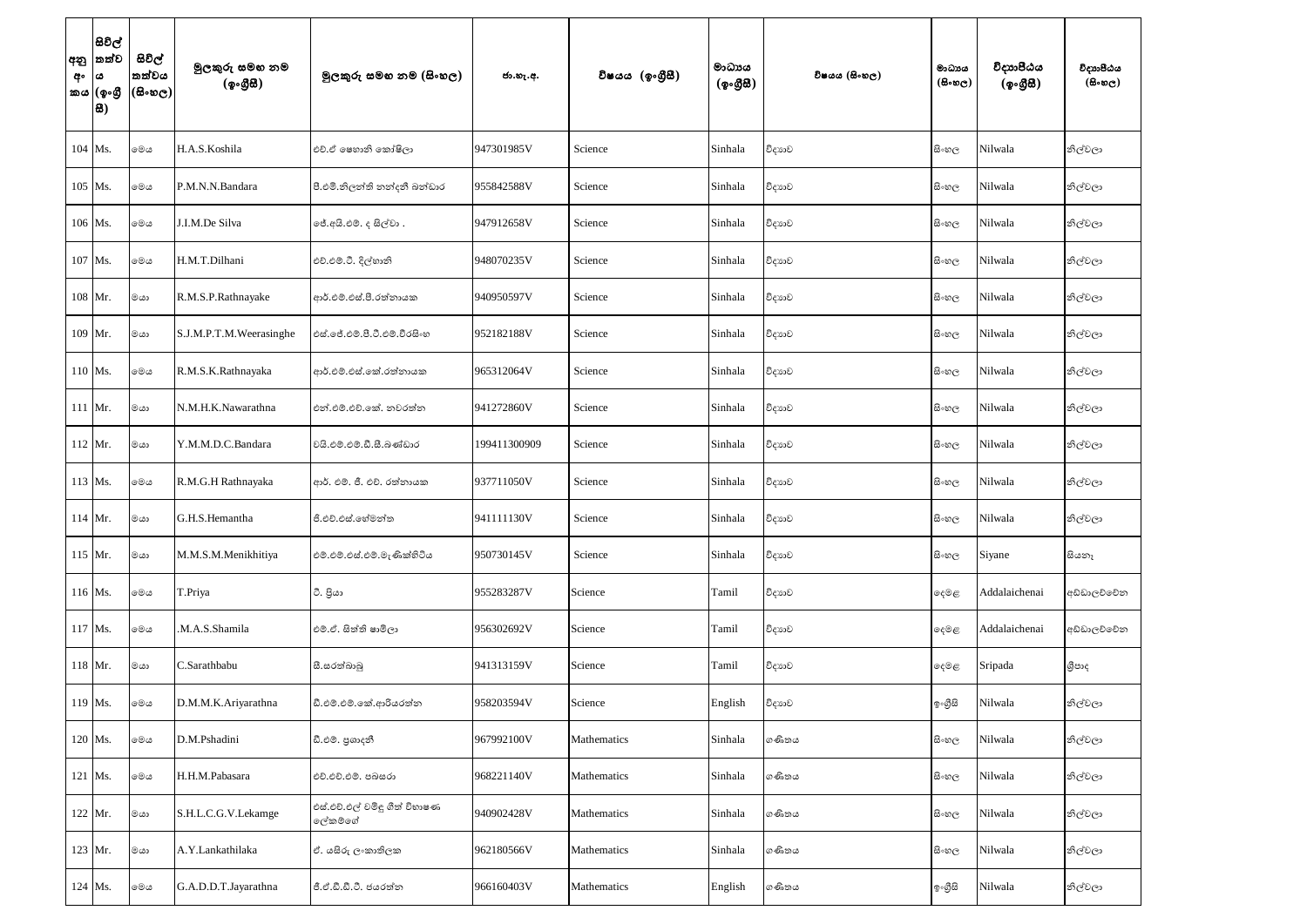| අනු අංකය | සිවිල් තත්වය (ඉංග්‍රීසි) | සිවිල් තත්වය (සිංහල) | මුලකුරු සමඟ නම (ඉංග්‍රීසි) | මුලකුරු සමඟ නම (සිංහල) | ජා.හැ.අ. | විෂයය (ඉංග්‍රීසි) | මාධ්‍යය (ඉංග්‍රීසි) | විෂයය (සිංහල) | මාධ්‍යය (සිංහල) | විද්‍යාපීඨය (ඉංග්‍රීසි) | විද්‍යාපීඨය (සිංහල) |
|---|---|---|---|---|---|---|---|---|---|---|---|
| 104 | Ms. | මෙය | H.A.S.Koshila | එච්.ඒ ෂෙහානි කෝෂිලා | 947301985V | Science | Sinhala | විද්‍යාව | සිංහල | Nilwala | නිල්වලා |
| 105 | Ms. | මෙය | P.M.N.N.Bandara | පී.එම්.නිලන්ති නන්දනී බන්ඩාර | 955842588V | Science | Sinhala | විද්‍යාව | සිංහල | Nilwala | නිල්වලා |
| 106 | Ms. | මෙය | J.I.M.De Silva | ජේ.අයි.එම්. ද සිල්වා . | 947912658V | Science | Sinhala | විද්‍යාව | සිංහල | Nilwala | නිල්වලා |
| 107 | Ms. | මෙය | H.M.T.Dilhani | එච්.එම්.ටී. දිල්හානි | 948070235V | Science | Sinhala | විද්‍යාව | සිංහල | Nilwala | නිල්වලා |
| 108 | Mr. | මයා | R.M.S.P.Rathnayake | ආර්.එම්.එස්.පී.රත්නායක | 940950597V | Science | Sinhala | විද්‍යාව | සිංහල | Nilwala | නිල්වලා |
| 109 | Mr. | මයා | S.J.M.P.T.M.Weerasinghe | එස්.ජේ.එම්.පී.ටී.එම්.වීරසිංහ | 952182188V | Science | Sinhala | විද්‍යාව | සිංහල | Nilwala | නිල්වලා |
| 110 | Ms. | මෙය | R.M.S.K.Rathnayaka | ආර්.එම්.එස්.කේ.රත්නායක | 965312064V | Science | Sinhala | විද්‍යාව | සිංහල | Nilwala | නිල්වලා |
| 111 | Mr. | මයා | N.M.H.K.Nawarathna | එන්.එම්.එච්.කේ. නවරත්න | 941272860V | Science | Sinhala | විද්‍යාව | සිංහල | Nilwala | නිල්වලා |
| 112 | Mr. | මයා | Y.M.M.D.C.Bandara | වයි.එම්.එම්.ඩී.සී.බණ්ඩාර | 199411300909 | Science | Sinhala | විද්‍යාව | සිංහල | Nilwala | නිල්වලා |
| 113 | Ms. | මෙය | R.M.G.H Rathnayaka | ආර්. එම්. ජී. එච්. රත්නායක | 937711050V | Science | Sinhala | විද්‍යාව | සිංහල | Nilwala | නිල්වලා |
| 114 | Mr. | මයා | G.H.S.Hemantha | ජී.එච්.එස්.හේමන්ත | 941111130V | Science | Sinhala | විද්‍යාව | සිංහල | Nilwala | නිල්වලා |
| 115 | Mr. | මයා | M.M.S.M.Menikhitiya | එම්.එම්.එස්.එම්.මැණික්හිටිය | 950730145V | Science | Sinhala | විද්‍යාව | සිංහල | Siyane | සියනෑ |
| 116 | Ms. | මෙය | T.Priya | ටී. ප්‍රියා | 955283287V | Science | Tamil | විද්‍යාව | දෙමළ | Addalaichenai | අඩ්ඩාලච්චේන |
| 117 | Ms. | මෙය | .M.A.S.Shamila | එම්.ඒ. සිත්ති ෂාමිලා | 956302692V | Science | Tamil | විද්‍යාව | දෙමළ | Addalaichenai | අඩ්ඩාලච්චේන |
| 118 | Mr. | මයා | C.Sarathbabu | සී.සරත්බාබු | 941313159V | Science | Tamil | විද්‍යාව | දෙමළ | Sripada | ශ්‍රීපාද |
| 119 | Ms. | මෙය | D.M.M.K.Ariyarathna | ඩී.එම්.එම්.කේ.ආරියරත්න | 958203594V | Science | English | විද්‍යාව | ඉංග්‍රීසි | Nilwala | නිල්වලා |
| 120 | Ms. | මෙය | D.M.Pshadini | ඩී.එම්. ප්‍රශාදනී | 967992100V | Mathematics | Sinhala | ගණිතය | සිංහල | Nilwala | නිල්වලා |
| 121 | Ms. | මෙය | H.H.M.Pabasara | එච්.එච්.එම්. පබසරා | 968221140V | Mathematics | Sinhala | ගණිතය | සිංහල | Nilwala | නිල්වලා |
| 122 | Mr. | මයා | S.H.L.C.G.V.Lekamge | එස්.එච්.එල් චමිඳු ගීත් විභාෂණ ලේකම්ගේ | 940902428V | Mathematics | Sinhala | ගණිතය | සිංහල | Nilwala | නිල්වලා |
| 123 | Mr. | මයා | A.Y.Lankathilaka | ඒ. යසිරු ලංකාතිලක | 962180566V | Mathematics | Sinhala | ගණිතය | සිංහල | Nilwala | නිල්වලා |
| 124 | Ms. | මෙය | G.A.D.D.T.Jayarathna | ජී.ඒ.ඩී.ඩී.ටී. ජයරත්න | 966160403V | Mathematics | English | ගණිතය | ඉංග්‍රීසි | Nilwala | නිල්වලා |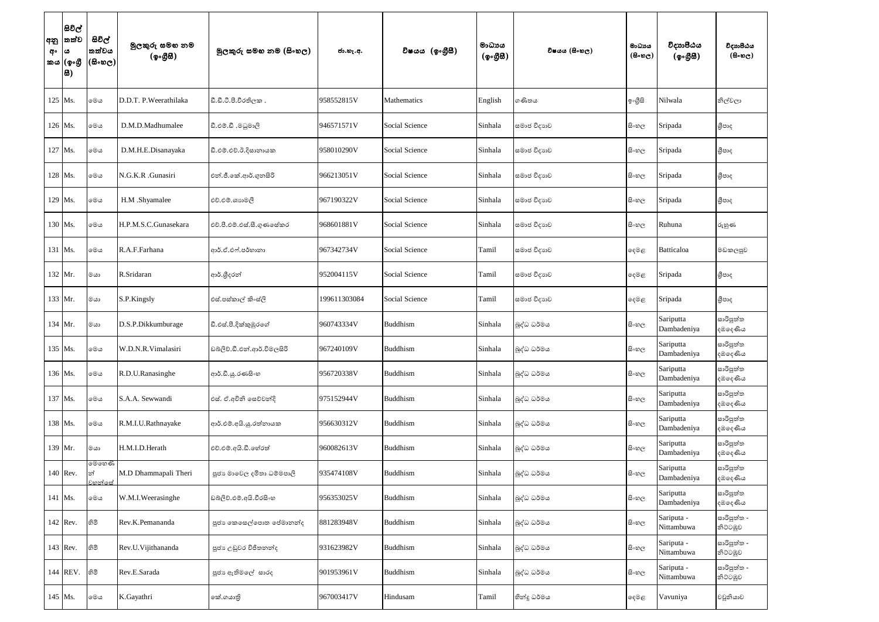| අනු අං කය | සිවිල් තත්වය (ඉංග්‍රී සි) | සිවිල් තත්වය (සිංහල) | මුලකුරු සමඟ නම (ඉංග්‍රීසි) | මුලකුරු සමඟ නම (සිංහල) | ජා.හැ.අ. | විෂයය (ඉංග්‍රීසි) | මාධ්‍යය (ඉංග්‍රීසි) | විෂයය (සිංහල) | මාධ්‍යය (සිංහල) | විද්‍යාපීඨය (ඉංග්‍රීසි) | විද්‍යාපීඨය (සිංහල) |
|---|---|---|---|---|---|---|---|---|---|---|---|
| 125 | Ms. | මෙය | D.D.T. P.Weerathilaka | ඩී.ඩී.ටී.පී.වීරතිලක . | 958552815V | Mathematics | English | ගණිතය | ඉංග්‍රීසි | Nilwala | නිල්වලා |
| 126 | Ms. | මෙය | D.M.D.Madhumalee | ඩී.එම්.ඩී .මධුමාලි | 946571571V | Social Science | Sinhala | සමාජ විද්‍යාව | සිංහල | Sripada | ශ්‍රීපාද |
| 127 | Ms. | මෙය | D.M.H.E.Disanayaka | ඩී.එම්.එච්.ඊ.දිසානායක | 958010290V | Social Science | Sinhala | සමාජ විද්‍යාව | සිංහල | Sripada | ශ්‍රීපාද |
| 128 | Ms. | මෙය | N.G.K.R .Gunasiri | එන්.ජී.කේ.ආර්.ගුනසිරි | 966213051V | Social Science | Sinhala | සමාජ විද්‍යාව | සිංහල | Sripada | ශ්‍රීපාද |
| 129 | Ms. | මෙය | H.M .Shyamalee | එච්.එම්.ශ්‍යාමලී | 967190322V | Social Science | Sinhala | සමාජ විද්‍යාව | සිංහල | Sripada | ශ්‍රීපාද |
| 130 | Ms. | මෙය | H.P.M.S.C.Gunasekara | එච්.පී.එම්.එස්.සී.ගුණසේකර | 968601881V | Social Science | Sinhala | සමාජ විද්‍යාව | සිංහල | Ruhuna | රුහුණ |
| 131 | Ms. | මෙය | R.A.F.Farhana | ආර්.ඒ.එෆ්.පර්හානා | 967342734V | Social Science | Tamil | සමාජ විද්‍යාව | දෙමළ | Batticaloa | මඩකලපුව |
| 132 | Mr. | මයා | R.Sridaran | ආර්.ශ්‍රීදරන් | 952004115V | Social Science | Tamil | සමාජ විද්‍යාව | දෙමළ | Sripada | ශ්‍රීපාද |
| 133 | Mr. | මයා | S.P.Kingsly | එස්.පස්කාල් කිංස්ලි | 199611303084 | Social Science | Tamil | සමාජ විද්‍යාව | දෙමළ | Sripada | ශ්‍රීපාද |
| 134 | Mr. | මයා | D.S.P.Dikkumburage | ඩී.එස්.පී.දික්කුඹුරගේ | 960743334V | Buddhism | Sinhala | බුද්ධ ධර්මය | සිංහල | Sariputta Dambadeniya | සාරිපුත්ත දඹදෙණිය |
| 135 | Ms. | මෙය | W.D.N.R.Vimalasiri | ඩබ්ලිව්.ඩී.එන්.ආර්.විමලසිරි | 967240109V | Buddhism | Sinhala | බුද්ධ ධර්මය | සිංහල | Sariputta Dambadeniya | සාරිපුත්ත දඹදෙණිය |
| 136 | Ms. | මෙය | R.D.U.Ranasinghe | ආර්.ඩී.යූ.රණසිංහ | 956720338V | Buddhism | Sinhala | බුද්ධ ධර්මය | සිංහල | Sariputta Dambadeniya | සාරිපුත්ත දඹදෙණිය |
| 137 | Ms. | මෙය | S.A.A. Sewwandi | එස්. ඒ.අචිනි සෙව්වන්දි | 975152944V | Buddhism | Sinhala | බුද්ධ ධර්මය | සිංහල | Sariputta Dambadeniya | සාරිපුත්ත දඹදෙණිය |
| 138 | Ms. | මෙය | R.M.I.U.Rathnayake | ආර්.එම්.අයි.යූ.රත්නායක | 956630312V | Buddhism | Sinhala | බුද්ධ ධර්මය | සිංහල | Sariputta Dambadeniya | සාරිපුත්ත දඹදෙණිය |
| 139 | Mr. | මයා | H.M.I.D.Herath | එච්.එම්.අයි.ඩී.හේරත් | 960082613V | Buddhism | Sinhala | බුද්ධ ධර්මය | සිංහල | Sariputta Dambadeniya | සාරිපුත්ත දඹදෙණිය |
| 140 | Rev. | මෙහෙණින් වහන්සේ | M.D Dhammapali Theri | පූජ්‍ය මාවෙල දමිතා ධම්මපාලි | 935474108V | Buddhism | Sinhala | බුද්ධ ධර්මය | සිංහල | Sariputta Dambadeniya | සාරිපුත්ත දඹදෙණිය |
| 141 | Ms. | මෙය | W.M.I.Weerasinghe | ඩබ්ලිව්.එම්.අයි.වීරසිංහ | 956353025V | Buddhism | Sinhala | බුද්ධ ධර්මය | සිංහල | Sariputta Dambadeniya | සාරිපුත්ත දඹදෙණිය |
| 142 | Rev. | හිමි | Rev.K.Pemananda | පූජ්‍ය කෙසෙල්පොත පේමානන්ද | 881283948V | Buddhism | Sinhala | බුද්ධ ධර්මය | සිංහල | Sariputa - Nittambuwa | සාරිපුත්ත - නිට්ටඹුව |
| 143 | Rev. | හිමි | Rev.U.Vijithananda | පූජ්‍ය උඩුවර විජිතනන්ද | 931623982V | Buddhism | Sinhala | බුද්ධ ධර්මය | සිංහල | Sariputa - Nittambuwa | සාරිපුත්ත - නිට්ටඹුව |
| 144 | REV. | හිමි | Rev.E.Sarada | පූජ්‍ය ඇතිමලේ සාරද | 901953961V | Buddhism | Sinhala | බුද්ධ ධර්මය | සිංහල | Sariputa - Nittambuwa | සාරිපුත්ත - නිට්ටඹුව |
| 145 | Ms. | මෙය | K.Gayathri | කේ.ගයාත්‍රි | 967003417V | Hindusam | Tamil | හින්දු ධර්මය | දෙමළ | Vavuniya | වවුනියාව |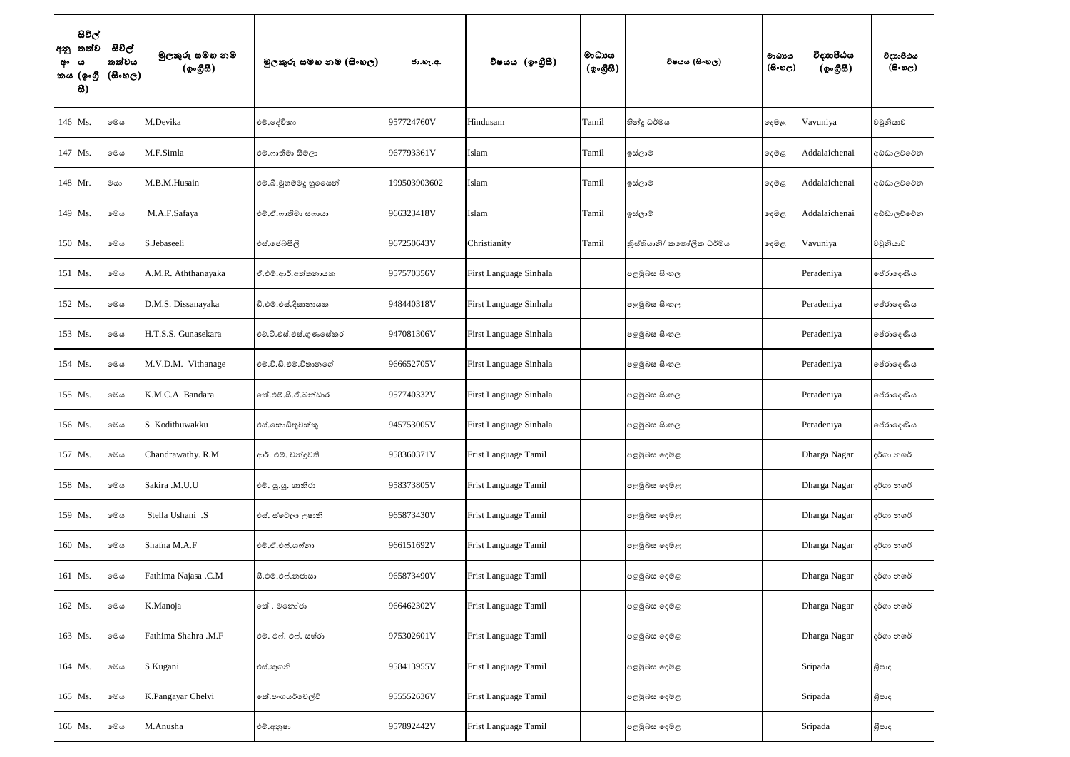| අනු අංකය | සිවිල් තත්වය (ඉංග්‍රීසි) | සිවිල් තත්වය (සිංහල) | මුලකුරු සමඟ නම (ඉංග්‍රීසි) | මුලකුරු සමඟ නම (සිංහල) | ජා.හැ.අ. | විෂයය (ඉංග්‍රීසි) | මාධ්‍යය (ඉංග්‍රීසි) | විෂයය (සිංහල) | මාධ්‍යය (සිංහල) | විද්‍යාපීඨය (ඉංග්‍රීසි) | විද්‍යාපීඨය (සිංහල) |
|---|---|---|---|---|---|---|---|---|---|---|---|
| 146 | Ms. | මෙය | M.Devika | එම්.දේවිකා | 957724760V | Hindusam | Tamil | හින්දු ධර්මය | දෙමළ | Vavuniya | වවුනියාව |
| 147 | Ms. | මෙය | M.F.Simla | එම්.ෆාතිමා සිම්ලා | 967793361V | Islam | Tamil | ඉස්ලාම් | දෙමළ | Addalaichenai | අඩ්ඩාලච්චේන |
| 148 | Mr. | මයා | M.B.M.Husain | එම්.බී.මුහම්මදු හුසෛන් | 199503903602 | Islam | Tamil | ඉස්ලාම් | දෙමළ | Addalaichenai | අඩ්ඩාලච්චේන |
| 149 | Ms. | මෙය | M.A.F.Safaya | එම්.ඒ.ෆාතිමා සෆායා | 966323418V | Islam | Tamil | ඉස්ලාම් | දෙමළ | Addalaichenai | අඩ්ඩාලච්චේන |
| 150 | Ms. | මෙය | S.Jebaseeli | එස්.ජෙබසීලි | 967250643V | Christianity | Tamil | ක්‍රිස්තියානි/ කතෝලික ධර්මය | දෙමළ | Vavuniya | වවුනියාව |
| 151 | Ms. | මෙය | A.M.R. Aththanayaka | ඒ.එම්.ආර්.අත්තනායක | 957570356V | First Language Sinhala | | පළමුබස සිංහල | | Peradeniya | පේරාදෙණිය |
| 152 | Ms. | මෙය | D.M.S. Dissanayaka | ඩී.එම්.එස්.දිසානායක | 948440318V | First Language Sinhala | | පළමුබස සිංහල | | Peradeniya | පේරාදෙණිය |
| 153 | Ms. | මෙය | H.T.S.S. Gunasekara | එච්.ටී.එස්.එස්.ගුණසේකර | 947081306V | First Language Sinhala | | පළමුබස සිංහල | | Peradeniya | පේරාදෙණිය |
| 154 | Ms. | මෙය | M.V.D.M. Vithanage | එම්.වී.ඩී.එම්.විතානගේ | 966652705V | First Language Sinhala | | පළමුබස සිංහල | | Peradeniya | පේරාදෙණිය |
| 155 | Ms. | මෙය | K.M.C.A. Bandara | කේ.එම්.සී.ඒ.බන්ඩාර | 957740332V | First Language Sinhala | | පළමුබස සිංහල | | Peradeniya | පේරාදෙණිය |
| 156 | Ms. | මෙය | S. Kodithuwakku | එස්.කොඩිතුවක්කු | 945753005V | First Language Sinhala | | පළමුබස සිංහල | | Peradeniya | පේරාදෙණිය |
| 157 | Ms. | මෙය | Chandrawathy. R.M | ආර්. එම්. චන්ද්‍රවතී | 958360371V | Frist Language Tamil | | පළමුබස දෙමළ | | Dharga Nagar | දර්ගා නගර් |
| 158 | Ms. | මෙය | Sakira .M.U.U | එම්. යූ.යූ. ශාකිරා | 958373805V | Frist Language Tamil | | පළමුබස දෙමළ | | Dharga Nagar | දර්ගා නගර් |
| 159 | Ms. | මෙය | Stella Ushani .S | එස්. ස්ටෙලා උෂානි | 965873430V | Frist Language Tamil | | පළමුබස දෙමළ | | Dharga Nagar | දර්ගා නගර් |
| 160 | Ms. | මෙය | Shafna M.A.F | එම්.ඒ.එෆ්.ශෆ්නා | 966151692V | Frist Language Tamil | | පළමුබස දෙමළ | | Dharga Nagar | දර්ගා නගර් |
| 161 | Ms. | මෙය | Fathima Najasa .C.M | සී.එම්.එෆ්.නජාසා | 965873490V | Frist Language Tamil | | පළමුබස දෙමළ | | Dharga Nagar | දර්ගා නගර් |
| 162 | Ms. | මෙය | K.Manoja | කේ . මනෝජා | 966462302V | Frist Language Tamil | | පළමුබස දෙමළ | | Dharga Nagar | දර්ගා නගර් |
| 163 | Ms. | මෙය | Fathima Shahra .M.F | එම්. එෆ්. එෆ්. සහ්රා | 975302601V | Frist Language Tamil | | පළමුබස දෙමළ | | Dharga Nagar | දර්ගා නගර් |
| 164 | Ms. | මෙය | S.Kugani | එස්.කුගනි | 958413955V | Frist Language Tamil | | පළමුබස දෙමළ | | Sripada | ශ්‍රීපාද |
| 165 | Ms. | මෙය | K.Pangayar Chelvi | කේ.පංගයර්චෙල්වි | 955552636V | Frist Language Tamil | | පළමුබස දෙමළ | | Sripada | ශ්‍රීපාද |
| 166 | Ms. | මෙය | M.Anusha | එම්.අනුෂා | 957892442V | Frist Language Tamil | | පළමුබස දෙමළ | | Sripada | ශ්‍රීපාද |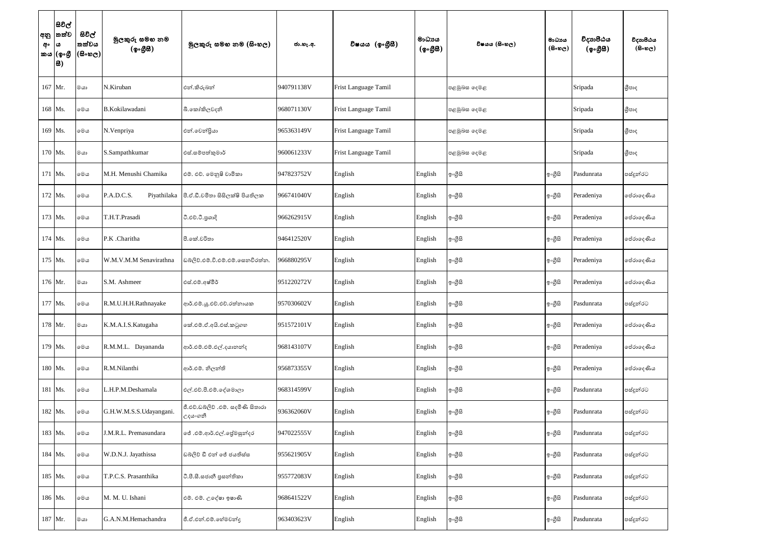| අනු අංකය | සිවිල් තත්වය (ඉංග්‍රීසි) | සිවිල් තත්වය (සිංහල) | මුලකුරු සමඟ නම (ඉංග්‍රීසි) | මුලකුරු සමඟ නම (සිංහල) | ජා.හැ.අ. | විෂයය (ඉංග්‍රීසි) | මාධ්‍යය (ඉංග්‍රීසි) | විෂයය (සිංහල) | මාධ්‍යය (සිංහල) | විද්‍යාපීඨය (ඉංග්‍රීසි) | විද්‍යාපීඨය (සිංහල) |
|---|---|---|---|---|---|---|---|---|---|---|---|
| 167 | Mr. | මයා | N.Kiruban | එන්.කිරුබන් | 940791138V | Frist Language Tamil | | පළමුබස දෙමළ | | Sripada | ශ්‍රීපාද |
| 168 | Ms. | මෙය | B.Kokilawadani | බී.කෝකිලවදනි | 968071130V | Frist Language Tamil | | පළමුබස දෙමළ | | Sripada | ශ්‍රීපාද |
| 169 | Ms. | මෙය | N.Venpriya | එන්.වෙන්ප්‍රියා | 965363149V | Frist Language Tamil | | පළමුබස දෙමළ | | Sripada | ශ්‍රීපාද |
| 170 | Ms. | මයා | S.Sampathkumar | එස්.සම්පත්කුමාර් | 960061233V | Frist Language Tamil | | පළමුබස දෙමළ | | Sripada | ශ්‍රීපාද |
| 171 | Ms. | මෙය | M.H. Menushi Chamika | එම්. එච්. මෙනුෂි චාමිකා | 947823752V | English | English | ඉංග්‍රීසි | ඉංග්‍රීසි | Pasdunrata | පස්දුන්රට |
| 172 | Ms. | මෙය | P.A.D.C.S. Piyathilaka | පී.ඒ.ඩී.චමිනා සිසිලක්ෂි පියතිලක | 966741040V | English | English | ඉංග්‍රීසි | ඉංග්‍රීසි | Peradeniya | පේරාදෙණිය |
| 173 | Ms. | මෙය | T.H.T.Prasadi | ටී.එච්.ටී.ප්‍රශාදි | 966262915V | English | English | ඉංග්‍රීසි | ඉංග්‍රීසි | Peradeniya | පේරාදෙණිය |
| 174 | Ms. | මෙය | P.K .Charitha | පී.කේ.චරිතා | 946412520V | English | English | ඉංග්‍රීසි | ඉංග්‍රීසි | Peradeniya | පේරාදෙණිය |
| 175 | Ms. | මෙය | W.M.V.M.M Senavirathna | ඩබ්ලිව්.එම්.වී.එම්.එම්.සෙනවිරත්න. | 966880295V | English | English | ඉංග්‍රීසි | ඉංග්‍රීසි | Peradeniya | පේරාදෙණිය |
| 176 | Mr. | මයා | S.M. Ashmeer | එස්.එම්.අෂ්මීර් | 951220272V | English | English | ඉංග්‍රීසි | ඉංග්‍රීසි | Peradeniya | පේරාදෙණිය |
| 177 | Ms. | මෙය | R.M.U.H.H.Rathnayake | ආර්.එම්.යූ.එච්.එච්.රත්නායක | 957030602V | English | English | ඉංග්‍රීසි | ඉංග්‍රීසි | Pasdunrata | පස්දුන්රට |
| 178 | Mr. | මයා | K.M.A.I.S.Katugaha | කේ.එම්.ඒ.අයි.එස්.කටුගහ | 951572101V | English | English | ඉංග්‍රීසි | ඉංග්‍රීසි | Peradeniya | පේරාදෙණිය |
| 179 | Ms. | මෙය | R.M.M.L. Dayananda | ආර්.එම්.එම්.එල්.දයානන්ද | 968143107V | English | English | ඉංග්‍රීසි | ඉංග්‍රීසි | Peradeniya | පේරාදෙණිය |
| 180 | Ms. | මෙය | R.M.Nilanthi | ආර්.එම්. නිලන්ති | 956873355V | English | English | ඉංග්‍රීසි | ඉංග්‍රීසි | Peradeniya | පේරාදෙණිය |
| 181 | Ms. | මෙය | L.H.P.M.Deshamala | එල්.එච්.පී.එම්.දේශමාලා | 968314599V | English | English | ඉංග්‍රීසි | ඉංග්‍රීසි | Pasdunrata | පස්දුන්රට |
| 182 | Ms. | මෙය | G.H.W.M.S.S.Udayangani. | ජී.එච්.ඩබ්ලිව් .එම්. සදමිණි සිතාරා උදයංගනී | 936362060V | English | English | ඉංග්‍රීසි | ඉංග්‍රීසි | Pasdunrata | පස්දුන්රට |
| 183 | Ms. | මෙය | J.M.R.L. Premasundara | ජේ .එම්.ආර්.එල්.ප්‍රේමසුන්දර | 947022555V | English | English | ඉංග්‍රීසි | ඉංග්‍රීසි | Pasdunrata | පස්දුන්රට |
| 184 | Ms. | මෙය | W.D.N.J. Jayathissa | ඩබ්ලිව් ඩී එන් ජේ ජයතිස්ස | 955621905V | English | English | ඉංග්‍රීසි | ඉංග්‍රීසි | Pasdunrata | පස්දුන්රට |
| 185 | Ms. | මෙය | T.P.C.S. Prasanthika | ටී.පී.සී.සජානී ප්‍රසන්තිකා | 955772083V | English | English | ඉංග්‍රීසි | ඉංග්‍රීසි | Pasdunrata | පස්දුන්රට |
| 186 | Ms. | මෙය | M. M. U. Ishani | එම්. එම්. උදේෂා ඉෂාණි | 968641522V | English | English | ඉංග්‍රීසි | ඉංග්‍රීසි | Pasdunrata | පස්දුන්රට |
| 187 | Mr. | මයා | G.A.N.M.Hemachandra | ජී.ඒ.එන්.එම්.හේමචන්ද්‍ර | 963403623V | English | English | ඉංග්‍රීසි | ඉංග්‍රීසි | Pasdunrata | පස්දුන්රට |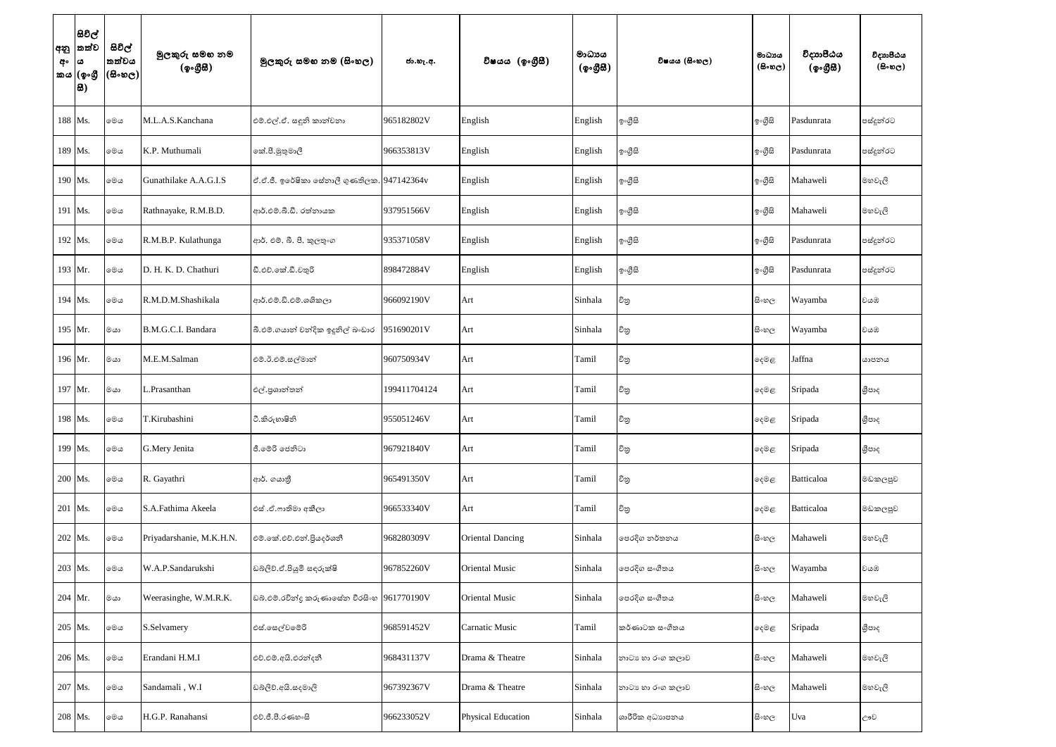| අනු අංකය | සිවිල් තත්වය (ඉංග්‍රීසි) | සිවිල් තත්වය (සිංහල) | මුලකුරු සමඟ නම (ඉංග්‍රීසි) | මුලකුරු සමඟ නම (සිංහල) | ජා.හැ.අ. | විෂයය (ඉංග්‍රීසි) | මාධ්‍යය (ඉංග්‍රීසි) | විෂයය (සිංහල) | මාධ්‍යය (සිංහල) | විද්‍යාපීඨය (ඉංග්‍රීසි) | විද්‍යාපීඨය (සිංහල) |
|---|---|---|---|---|---|---|---|---|---|---|---|
| 188 | Ms. | මෙය | M.L.A.S.Kanchana | එම්.එල්.ඒ. සඳුනි කාන්චනා | 965182802V | English | English | ඉංග්‍රීසි | ඉංග්‍රීසි | Pasdunrata | පස්දුන්රට |
| 189 | Ms. | මෙය | K.P. Muthumali | කේ.පී.මුතුමාලී | 966353813V | English | English | ඉංග්‍රීසි | ඉංග්‍රීසි | Pasdunrata | පස්දුන්රට |
| 190 | Ms. | මෙය | Gunathilake A.A.G.I.S | ඒ.ඒ.ජී. ඉරේෂිකා සේනාලි ගුණතිලක. | 947142364v | English | English | ඉංග්‍රීසි | ඉංග්‍රීසි | Mahaweli | මහවැලි |
| 191 | Ms. | මෙය | Rathnayake, R.M.B.D. | ආර්.එම්.බී.ඩී. රත්නායක | 937951566V | English | English | ඉංග්‍රීසි | ඉංග්‍රීසි | Mahaweli | මහවැලි |
| 192 | Ms. | මෙය | R.M.B.P. Kulathunga | ආර්. එම්. බී. පී. කුලතුංග | 935371058V | English | English | ඉංග්‍රීසි | ඉංග්‍රීසි | Pasdunrata | පස්දුන්රට |
| 193 | Mr. | මෙය | D. H. K. D. Chathuri | ඩී.එච්.කේ.ඩී.චතුරි | 898472884V | English | English | ඉංග්‍රීසි | ඉංග්‍රීසි | Pasdunrata | පස්දුන්රට |
| 194 | Ms. | මෙය | R.M.D.M.Shashikala | ආර්.එම්.ඩී.එම්.ශශිකලා | 966092190V | Art | Sinhala | චිත්‍ර | සිංහල | Wayamba | වයඹ |
| 195 | Mr. | මයා | B.M.G.C.I. Bandara | බී.එම්.ගයාන් චන්දික ඉඳුනිල් බංඩාර | 951690201V | Art | Sinhala | චිත්‍ර | සිංහල | Wayamba | වයඹ |
| 196 | Mr. | මයා | M.E.M.Salman | එම්.ඊ.එම්.සල්මාන් | 960750934V | Art | Tamil | චිත්‍ර | දෙමළ | Jaffna | යාපනය |
| 197 | Mr. | මයා | L.Prasanthan | එල්.ප්‍රශාන්තන් | 199411704124 | Art | Tamil | චිත්‍ර | දෙමළ | Sripada | ශ්‍රීපාද |
| 198 | Ms. | මෙය | T.Kirubashini | ටී.කිරුභාෂිනි | 955051246V | Art | Tamil | චිත්‍ර | දෙමළ | Sripada | ශ්‍රීපාද |
| 199 | Ms. | මෙය | G.Mery Jenita | ජී.මේරි ජෙනිටා | 967921840V | Art | Tamil | චිත්‍ර | දෙමළ | Sripada | ශ්‍රීපාද |
| 200 | Ms. | මෙය | R. Gayathri | ආර්. ගයාත්‍රි | 965491350V | Art | Tamil | චිත්‍ර | දෙමළ | Batticaloa | මඩකලපුව |
| 201 | Ms. | මෙය | S.A.Fathima Akeela | එස් .ඒ.ෆාතිමා අකීලා | 966533340V | Art | Tamil | චිත්‍ර | දෙමළ | Batticaloa | මඩකලපුව |
| 202 | Ms. | මෙය | Priyadarshanie, M.K.H.N. | එම්.කේ.එච්.එන්.ප්‍රියදර්ශනී | 968280309V | Oriental Dancing | Sinhala | පෙරදිග නර්තනය | සිංහල | Mahaweli | මහවැලි |
| 203 | Ms. | මෙය | W.A.P.Sandarukshi | ඩබ්ලිව්.ඒ.පියුමි සඳරුක්ෂි | 967852260V | Oriental Music | Sinhala | පෙරදිග සංගීතය | සිංහල | Wayamba | වයඹ |
| 204 | Mr. | මයා | Weerasinghe, W.M.R.K. | ඩබ්.එම්.රවීන්ද්‍ර කරුණාසේන වීරසිංහ | 961770190V | Oriental Music | Sinhala | පෙරදිග සංගීතය | සිංහල | Mahaweli | මහවැලි |
| 205 | Ms. | මෙය | S.Selvamery | එස්.සෙල්වමේරි | 968591452V | Carnatic Music | Tamil | කර්ණාටක සංගීතය | දෙමළ | Sripada | ශ්‍රීපාද |
| 206 | Ms. | මෙය | Erandani H.M.I | එච්.එම්.අයි.එරන්දනී | 968431137V | Drama & Theatre | Sinhala | නාට්‍ය හා රංග කලාව | සිංහල | Mahaweli | මහවැලි |
| 207 | Ms. | මෙය | Sandamali , W.I | ඩබ්ලිව්.අයි.සඳමාලි | 967392367V | Drama & Theatre | Sinhala | නාට්‍ය හා රංග කලාව | සිංහල | Mahaweli | මහවැලි |
| 208 | Ms. | මෙය | H.G.P. Ranahansi | එච්.ජී.පී.රණහංසි | 966233052V | Physical Education | Sinhala | ශාරීරික අධ්‍යාපනය | සිංහල | Uva | ඌව |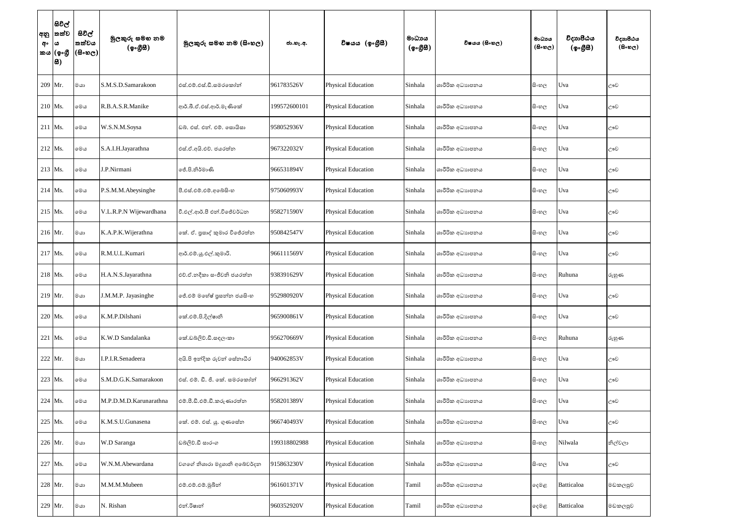| අනු අංකය | සිවිල් තත්වය (ඉංග්‍රීසි) | සිවිල් තත්වය (සිංහල) | මුලකුරු සමඟ නම (ඉංග්‍රීසි) | මුලකුරු සමඟ නම (සිංහල) | ජා.හැ.අ. | විෂයය (ඉංග්‍රීසි) | මාධ්‍යය (ඉංග්‍රීසි) | විෂයය (සිංහල) | මාධ්‍යය (සිංහල) | විද්‍යාපීඨය (ඉංග්‍රීසි) | විද්‍යාපීඨය (සිංහල) |
|---|---|---|---|---|---|---|---|---|---|---|---|
| 209 | Mr. | මයා | S.M.S.D.Samarakoon | එස්.එම්.එස්.ඩී.සමරකෝන් | 961783526V | Physical Education | Sinhala | ශාරීරික අධ්‍යාපනය | සිංහල | Uva | ඌව |
| 210 | Ms. | මෙය | R.B.A.S.R.Manike | ආර්.බී.ඒ.එස්.ආර්.මැණිකේ | 199572600101 | Physical Education | Sinhala | ශාරීරික අධ්‍යාපනය | සිංහල | Uva | ඌව |
| 211 | Ms. | මෙය | W.S.N.M.Soysa | ඩබ්. එස්. එන්. එම්. සොයිසා | 958052936V | Physical Education | Sinhala | ශාරීරික අධ්‍යාපනය | සිංහල | Uva | ඌව |
| 212 | Ms. | මෙය | S.A.I.H.Jayarathna | එස්.ඒ.අයි.එච්. ජයරත්න | 967322032V | Physical Education | Sinhala | ශාරීරික අධ්‍යාපනය | සිංහල | Uva | ඌව |
| 213 | Ms. | මෙය | J.P.Nirmani | ජේ.පී.නිර්මාණි | 966531894V | Physical Education | Sinhala | ශාරීරික අධ්‍යාපනය | සිංහල | Uva | ඌව |
| 214 | Ms. | මෙය | P.S.M.M.Abeysinghe | පී.එස්.එම්.එම්.අබේසිංහ | 975060993V | Physical Education | Sinhala | ශාරීරික අධ්‍යාපනය | සිංහල | Uva | ඌව |
| 215 | Ms. | මෙය | V.L.R.P.N Wijewardhana | වී.එල්.ආර්.පී එන්.විජේවර්ධන | 958271590V | Physical Education | Sinhala | ශාරීරික අධ්‍යාපනය | සිංහල | Uva | ඌව |
| 216 | Mr. | මයා | K.A.P.K.Wijerathna | කේ. ඒ. ප්‍රසාද් කුමාර විජේරත්න | 950842547V | Physical Education | Sinhala | ශාරීරික අධ්‍යාපනය | සිංහල | Uva | ඌව |
| 217 | Ms. | මෙය | R.M.U.L.Kumari | ආර්.එම්.යූ.එල්.කුමාරි. | 966111569V | Physical Education | Sinhala | ශාරීරික අධ්‍යාපනය | සිංහල | Uva | ඌව |
| 218 | Ms. | මෙය | H.A.N.S.Jayarathna | එච්.ඒ.නදීකා සංජීවනි ජයරත්න | 938391629V | Physical Education | Sinhala | ශාරීරික අධ්‍යාපනය | සිංහල | Ruhuna | රුහුණ |
| 219 | Mr. | මයා | J.M.M.P. Jayasinghe | ජේ.එම් මහේෂ් ප්‍රසන්න ජයසිංහ | 952980920V | Physical Education | Sinhala | ශාරීරික අධ්‍යාපනය | සිංහල | Uva | ඌව |
| 220 | Ms. | මෙය | K.M.P.Dilshani | කේ.එම්.පී.දිල්ෂානි | 965900861V | Physical Education | Sinhala | ශාරීරික අධ්‍යාපනය | සිංහල | Uva | ඌව |
| 221 | Ms. | මෙය | K.W.D Sandalanka | කේ.ඩබ්ලිව්.ඩී.සඳලංකා | 956270669V | Physical Education | Sinhala | ශාරීරික අධ්‍යාපනය | සිංහල | Ruhuna | රුහුණ |
| 222 | Mr. | මයා | I.P.I.R.Senadeera | අයි.පී ඉන්දික රුවන් සේනාධීර | 940062853V | Physical Education | Sinhala | ශාරීරික අධ්‍යාපනය | සිංහල | Uva | ඌව |
| 223 | Ms. | මෙය | S.M.D.G.K.Samarakoon | එස්. එම්. ඩී. ජී. කේ. සමරකෝන් | 966291362V | Physical Education | Sinhala | ශාරීරික අධ්‍යාපනය | සිංහල | Uva | ඌව |
| 224 | Ms. | මෙය | M.P.D.M.D.Karunarathna | එම්.පී.ඩී.එම්.ඩී.කරුණාරත්න | 958201389V | Physical Education | Sinhala | ශාරීරික අධ්‍යාපනය | සිංහල | Uva | ඌව |
| 225 | Ms. | මෙය | K.M.S.U.Gunasena | කේ. එම්. එස්. යූ. ගුණසේන | 966740493V | Physical Education | Sinhala | ශාරීරික අධ්‍යාපනය | සිංහල | Uva | ඌව |
| 226 | Mr. | මයා | W.D Saranga | ඩබ්ලිව්.ඩී සාරංග | 199318802988 | Physical Education | Sinhala | ශාරීරික අධ්‍යාපනය | සිංහල | Nilwala | නිල්වලා |
| 227 | Ms. | මෙය | W.N.M.Abewardana | වගගේ නිශාරා මදුශානි අබේවර්දන | 915863230V | Physical Education | Sinhala | ශාරීරික අධ්‍යාපනය | සිංහල | Uva | ඌව |
| 228 | Mr. | මයා | M.M.M.Mubeen | එම්.එම්.එම්.මුබීන් | 961601371V | Physical Education | Tamil | ශාරීරික අධ්‍යාපනය | දෙමළ | Batticaloa | මඩකලපුව |
| 229 | Mr. | මයා | N. Rishan | එන්.රිෂාන් | 960352920V | Physical Education | Tamil | ශාරීරික අධ්‍යාපනය | දෙමළ | Batticaloa | මඩකලපුව |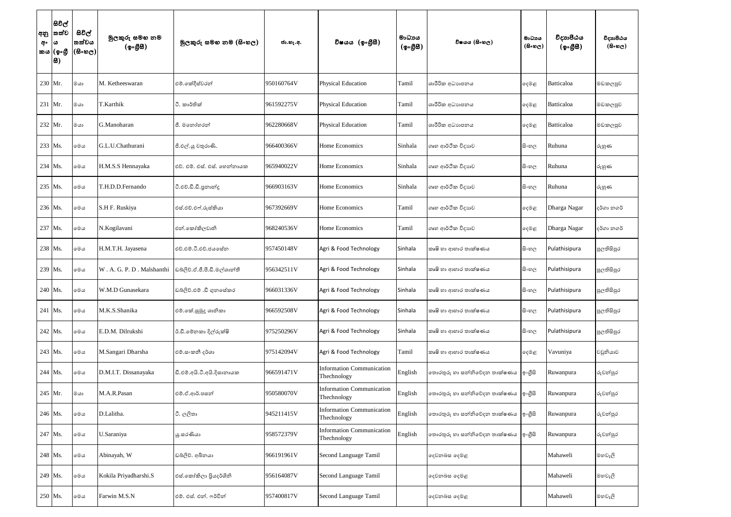| අනු අංකය | සිවිල් තත්වය (ඉංග්‍රීසි) | සිවිල් තත්වය (සිංහල) | මුලකුරු සමඟ නම (ඉංග්‍රීසි) | මුලකුරු සමඟ නම (සිංහල) | ජා.හැ.අ. | විෂයය (ඉංග්‍රීසි) | මාධ්‍යය (ඉංග්‍රීසි) | විෂයය (සිංහල) | මාධ්‍යය (සිංහල) | විද්‍යාපීඨය (ඉංග්‍රීසි) | විද්‍යාපීඨය (සිංහල) |
|---|---|---|---|---|---|---|---|---|---|---|---|
| 230 | Mr. | මයා | M. Ketheeswaran | එම්.කේදීස්වරන් | 950160764V | Physical Education | Tamil | ශාරීරික අධ්‍යාපනය | දෙමළ | Batticaloa | මඩකලපුව |
| 231 | Mr. | මයා | T.Karthik | ටී. කාර්තික් | 961592275V | Physical Education | Tamil | ශාරීරික අධ්‍යාපනය | දෙමළ | Batticaloa | මඩකලපුව |
| 232 | Mr. | මයා | G.Manoharan | ජී. මනෝහරන් | 962280668V | Physical Education | Tamil | ශාරීරික අධ්‍යාපනය | දෙමළ | Batticaloa | මඩකලපුව |
| 233 | Ms. | මෙය | G.L.U.Chathurani | ජී.එල්.යූ චතුරාණි. | 966400366V | Home Economics | Sinhala | ගෘහ ආර්ථික විද්‍යාව | සිංහල | Ruhuna | රුහුණ |
| 234 | Ms. | මෙය | H.M.S.S Hennayaka | එච්. එම්. එස්. එස්. හෙන්නායක | 965940022V | Home Economics | Sinhala | ගෘහ ආර්ථික විද්‍යාව | සිංහල | Ruhuna | රුහුණ |
| 235 | Ms. | මෙය | T.H.D.D.Fernando | ටී.එච්.ඩී.ඩී.ප්‍රනාන්දු | 966903163V | Home Economics | Sinhala | ගෘහ ආර්ථික විද්‍යාව | සිංහල | Ruhuna | රුහුණ |
| 236 | Ms. | මෙය | S.H F. Ruskiya | එස්.එච්.එෆ්.රුස්කියා | 967392669V | Home Economics | Tamil | ගෘහ ආර්ථික විද්‍යාව | දෙමළ | Dharga Nagar | දර්ගා නගර් |
| 237 | Ms. | මෙය | N.Kogilavani | එන්.කෝකිලවානි | 968240536V | Home Economics | Tamil | ගෘහ ආර්ථික විද්‍යාව | දෙමළ | Dharga Nagar | දර්ගා නගර් |
| 238 | Ms. | මෙය | H.M.T.H. Jayasena | එච්.එම්.ටී.එච්.ජයසේන | 957450148V | Agri & Food Technology | Sinhala | කෘෂි හා ආහාර තාක්ෂණය | සිංහල | Pulathisipura | පුලතිසිපුර |
| 239 | Ms. | මෙය | W . A. G. P. D . Malshanthi | ඩබ්ලිව්.ඒ.ජී.පී.ඩී.මල්ශාන්ති | 956342511V | Agri & Food Technology | Sinhala | කෘෂි හා ආහාර තාක්ෂණය | සිංහල | Pulathisipura | පුලතිසිපුර |
| 240 | Ms. | මෙය | W.M.D Gunasekara | ඩබ්ලිව්.එම් .ඩී ගුනසේකර | 966031336V | Agri & Food Technology | Sinhala | කෘෂි හා ආහාර තාක්ෂණය | සිංහල | Pulathisipura | පුලතිසිපුර |
| 241 | Ms. | මෙය | M.K.S.Shanika | එම්.කේ.සුමුදු ශානිකා | 966592508V | Agri & Food Technology | Sinhala | කෘෂි හා ආහාර තාක්ෂණය | සිංහල | Pulathisipura | පුලතිසිපුර |
| 242 | Ms. | මෙය | E.D.M. Dilrukshi | ඊ.ඩී.මේනකා දිල්රුක්ෂි | 975250296V | Agri & Food Technology | Sinhala | කෘෂි හා ආහාර තාක්ෂණය | සිංහල | Pulathisipura | පුලතිසිපුර |
| 243 | Ms. | මෙය | M.Sangari Dharsha | එම්.සංකරී දර්ශා | 975142094V | Agri & Food Technology | Tamil | කෘෂි හා ආහාර තාක්ෂණය | දෙමළ | Vavuniya | වවුනියාව |
| 244 | Ms. | මෙය | D.M.I.T. Dissanayaka | ඩී.එම්.අයි.ටී.අයි.දිසානායක | 966591471V | Information Communication Thechnology | English | තොරතුරු හා සන්නිවේදන තාක්ෂණය | ඉංග්‍රීසි | Ruwanpura | රුවන්පුර |
| 245 | Mr. | මයා | M.A.R.Pasan | එම්.ඒ.ආර්.පසන් | 950580070V | Information Communication Thechnology | English | තොරතුරු හා සන්නිවේදන තාක්ෂණය | ඉංග්‍රීසි | Ruwanpura | රුවන්පුර |
| 246 | Ms. | මෙය | D.Lalitha. | ඩී. ලලිතා | 945211415V | Information Communication Thechnology | English | තොරතුරු හා සන්නිවේදන තාක්ෂණය | ඉංග්‍රීසි | Ruwanpura | රුවන්පුර |
| 247 | Ms. | මෙය | U.Saraniya | යූ.සරණියා | 958572379V | Information Communication Thechnology | English | තොරතුරු හා සන්නිවේදන තාක්ෂණය | ඉංග්‍රීසි | Ruwanpura | රුවන්පුර |
| 248 | Ms. | මෙය | Abinayah, W | ඩබ්ලිව්. අබිනයා | 966191961V | Second Language Tamil | | දෙවනබස දෙමළ | | Mahaweli | මහවැලි |
| 249 | Ms. | මෙය | Kokila Priyadharshi.S | එස්.කෝකිලා ප්‍රියදර්ශිනි | 956164087V | Second Language Tamil | | දෙවනබස දෙමළ | | Mahaweli | මහවැලි |
| 250 | Ms. | මෙය | Farwin M.S.N | එම්. එස්. එන්. ෆර්වින් | 957400817V | Second Language Tamil | | දෙවනබස දෙමළ | | Mahaweli | මහවැලි |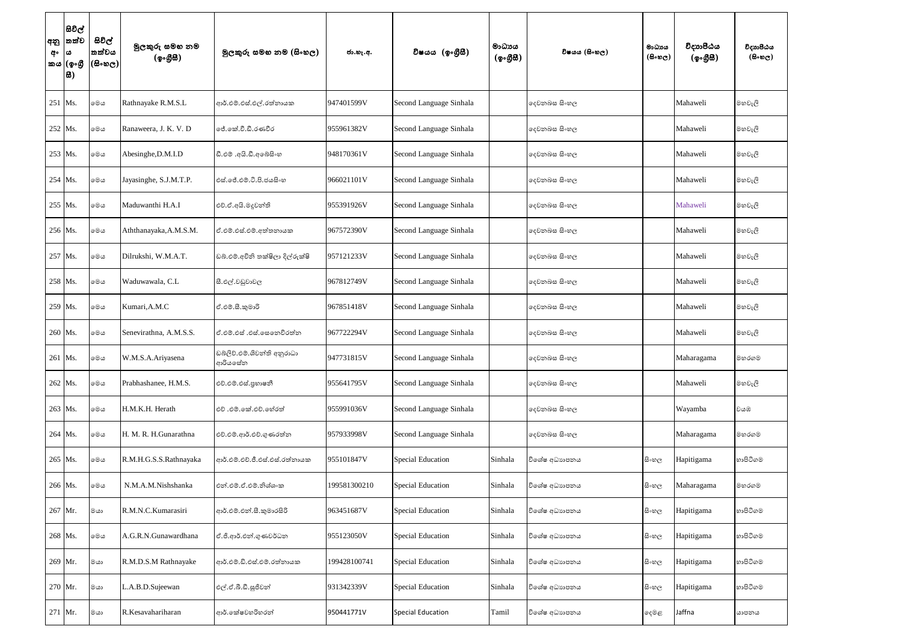| අනු අංකය | සිවිල් තත්වය (ඉංග්‍රීසි) | සිවිල් තත්වය (සිංහල) | මුලකුරු සමඟ නම (ඉංග්‍රීසි) | මුලකුරු සමඟ නම (සිංහල) | ජා.හැ.අ. | විෂයය (ඉංග්‍රීසි) | මාධ්‍යය (ඉංග්‍රීසි) | විෂයය (සිංහල) | මාධ්‍යය (සිංහල) | විද්‍යාපීඨය (ඉංග්‍රීසි) | විද්‍යාපීඨය (සිංහල) |
|---|---|---|---|---|---|---|---|---|---|---|---|
| 251 | Ms. | මෙය | Rathnayake R.M.S.L | ආර්.එම්.එස්.එල්.රත්නායක | 947401599V | Second Language Sinhala | | දෙවනබස සිංහල | | Mahaweli | මහවැලි |
| 252 | Ms. | මෙය | Ranaweera, J. K. V. D | ජේ.කේ.වී.ඩී.රණවීර | 955961382V | Second Language Sinhala | | දෙවනබස සිංහල | | Mahaweli | මහවැලි |
| 253 | Ms. | මෙය | Abesinghe,D.M.I.D | ඩී.එම් .අයි.ඩී.අබේසිංහ | 948170361V | Second Language Sinhala | | දෙවනබස සිංහල | | Mahaweli | මහවැලි |
| 254 | Ms. | මෙය | Jayasinghe, S.J.M.T.P. | එස්.ජේ.එම්.ටී.පී.ජයසිංහ | 966021101V | Second Language Sinhala | | දෙවනබස සිංහල | | Mahaweli | මහවැලි |
| 255 | Ms. | මෙය | Maduwanthi H.A.I | එච්.ඒ.අයි.මදුවන්ති | 955391926V | Second Language Sinhala | | දෙවනබස සිංහල | | Mahaweli | මහවැලි |
| 256 | Ms. | මෙය | Aththanayaka,A.M.S.M. | ඒ.එම්.එස්.එම්.අත්තනායක | 967572390V | Second Language Sinhala | | දෙවනබස සිංහල | | Mahaweli | මහවැලි |
| 257 | Ms. | මෙය | Dilrukshi, W.M.A.T. | ඩබ්.එම්.අචිනි තක්ෂිලා දිල්රුක්ෂි | 957121233V | Second Language Sinhala | | දෙවනබස සිංහල | | Mahaweli | මහවැලි |
| 258 | Ms. | මෙය | Waduwawala, C.L | සී.එල්.වඩුවාවල | 967812749V | Second Language Sinhala | | දෙවනබස සිංහල | | Mahaweli | මහවැලි |
| 259 | Ms. | මෙය | Kumari,A.M.C | ඒ.එම්.සී.කුමාරි | 967851418V | Second Language Sinhala | | දෙවනබස සිංහල | | Mahaweli | මහවැලි |
| 260 | Ms. | මෙය | Senevirathna, A.M.S.S. | ඒ.එම්.එස් .එස්.සෙනෙවිරත්න | 967722294V | Second Language Sinhala | | දෙවනබස සිංහල | | Mahaweli | මහවැලි |
| 261 | Ms. | මෙය | W.M.S.A.Ariyasena | ඩබ්ලිව්.එම්.ශිවන්ති අනුරාධා ආරියසේන | 947731815V | Second Language Sinhala | | දෙවනබස සිංහල | | Maharagama | මහරගම |
| 262 | Ms. | මෙය | Prabhashanee, H.M.S. | එච්.එම්.එස්.ප්‍රභාෂනී | 955641795V | Second Language Sinhala | | දෙවනබස සිංහල | | Mahaweli | මහවැලි |
| 263 | Ms. | මෙය | H.M.K.H. Herath | එච් .එම්.කේ.එච්.හේරත් | 955991036V | Second Language Sinhala | | දෙවනබස සිංහල | | Wayamba | වයඹ |
| 264 | Ms. | මෙය | H. M. R. H.Gunarathna | එච්.එම්.ආර්.එච්.ගුණරත්න | 957933998V | Second Language Sinhala | | දෙවනබස සිංහල | | Maharagama | මහරගම |
| 265 | Ms. | මෙය | R.M.H.G.S.S.Rathnayaka | ආර්.එම්.එච්.ජී.එස්.එස්.රත්නායක | 955101847V | Special Education | Sinhala | විශේෂ අධ්‍යාපනය | සිංහල | Hapitigama | හාපිටිගම |
| 266 | Ms. | මෙය | N.M.A.M.Nishshanka | එන්.එම්.ඒ.එම්.නිශ්ශංක | 199581300210 | Special Education | Sinhala | විශේෂ අධ්‍යාපනය | සිංහල | Maharagama | මහරගම |
| 267 | Mr. | මයා | R.M.N.C.Kumarasiri | ආර්.එම්.එන්.සී.කුමාරසිරි | 963451687V | Special Education | Sinhala | විශේෂ අධ්‍යාපනය | සිංහල | Hapitigama | හාපිටිගම |
| 268 | Ms. | මෙය | A.G.R.N.Gunawardhana | ඒ.ජී.ආර්.එන්.ගුණවර්ධන | 955123050V | Special Education | Sinhala | විශේෂ අධ්‍යාපනය | සිංහල | Hapitigama | හාපිටිගම |
| 269 | Mr. | මයා | R.M.D.S.M Rathnayake | ආර්.එම්.ඩී.එස්.එම්.රත්නායක | 199428100741 | Special Education | Sinhala | විශේෂ අධ්‍යාපනය | සිංහල | Hapitigama | හාපිටිගම |
| 270 | Mr. | මයා | L.A.B.D.Sujeewan | එල්.ඒ.බී.ඩී.සුජීවන් | 931342339V | Special Education | Sinhala | විශේෂ අධ්‍යාපනය | සිංහල | Hapitigama | හාපිටිගම |
| 271 | Mr. | මයා | R.Kesavahariharan | ආර්.කේෂවහරිහරන් | 950441771V | Special Education | Tamil | විශේෂ අධ්‍යාපනය | දෙමළ | Jaffna | යාපනය |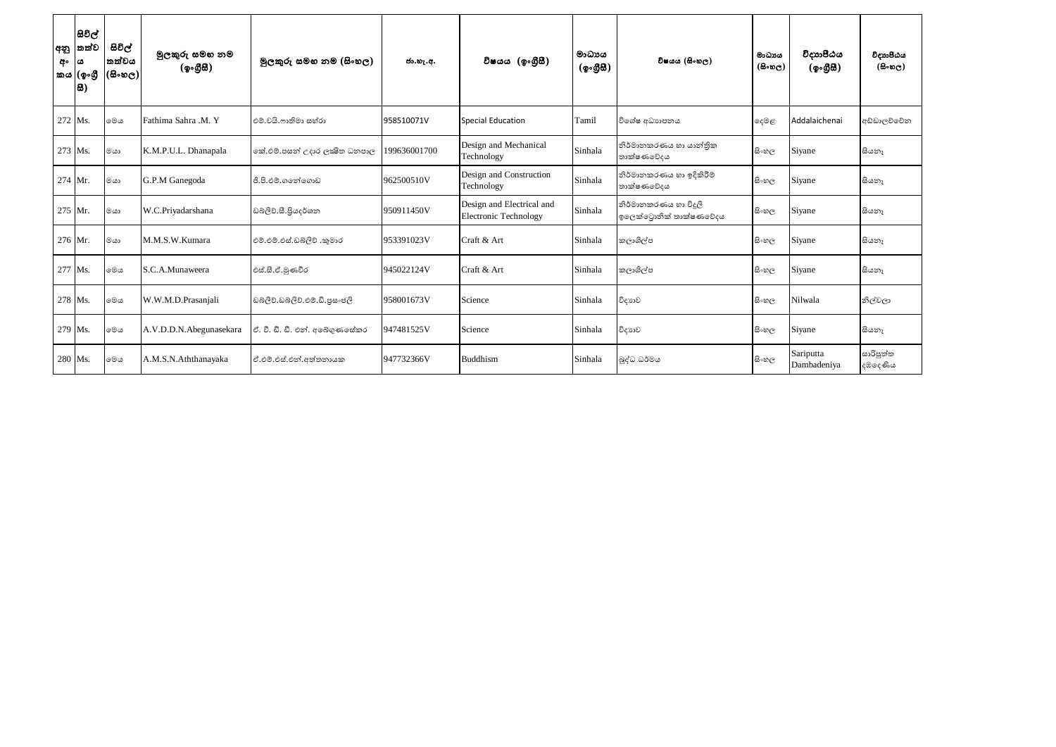| අනු අං කය | සිවිල් තත්ව ය (ඉංග්‍රීසි) | සිවිල් තත්වය (සිංහල) | මුලකුරු සමඟ නම (ඉංග්‍රීසි) | මුලකුරු සමඟ නම (සිංහල) | ජා.හැ.අ. | විෂයය (ඉංග්‍රීසි) | මාධ්‍යය (ඉංග්‍රීසි) | විෂයය (සිංහල) | මාධ්‍යය (සිංහල) | විද්‍යාපීඨය (ඉංග්‍රීසි) | විද්‍යාපීඨය (සිංහල) |
|---|---|---|---|---|---|---|---|---|---|---|---|
| 272 | Ms. | මෙය | Fathima Sahra .M. Y | එම්.වයි.ෆාතිමා සහ්රා | 958510071V | Special Education | Tamil | විශේෂ අධ්‍යාපනය | දෙමළ | Addalaichenai | අඩ්ඩාලච්චේන |
| 273 | Ms. | මයා | K.M.P.U.L. Dhanapala | කේ.එම්.පසන් උදාර ලක්ෂිත ධනපාල | 199636001700 | Design and Mechanical Technology | Sinhala | නිර්මාණකරණය හා යාන්ත්‍රික තාක්ෂණවේදය | සිංහල | Siyane | සියනෑ |
| 274 | Mr. | මයා | G.P.M Ganegoda | ජී.පී.එම්.ගනේගොඩ | 962500510V | Design and Construction Technology | Sinhala | නිර්මාණකරණය හා ඉදිකිරීම් තාක්ෂණවේදය | සිංහල | Siyane | සියනෑ |
| 275 | Mr. | මයා | W.C.Priyadarshana | ඩබ්ලිව්.සී.ප්‍රියදර්ශන | 950911450V | Design and Electrical and Electronic Technology | Sinhala | නිර්මාණකරණය හා විදුලි ඉලෙක්ට්‍රොනික් තාක්ෂණවේදය | සිංහල | Siyane | සියනෑ |
| 276 | Mr. | මයා | M.M.S.W.Kumara | එම්.එම්.එස්.ඩබ්ලිව් .කුමාර | 953391023V | Craft & Art | Sinhala | කලාශිල්ප | සිංහල | Siyane | සියනෑ |
| 277 | Ms. | මෙය | S.C.A.Munaweera | එස්.සී.ඒ.මුණවීර | 945022124V | Craft & Art | Sinhala | කලාශිල්ප | සිංහල | Siyane | සියනෑ |
| 278 | Ms. | මෙය | W.W.M.D.Prasanjali | ඩබ්ලිව්.ඩබ්ලිව්.එම්.ඩී.ප්‍රසංජලී | 958001673V | Science | Sinhala | විද්‍යාව | සිංහල | Nilwala | නිල්වලා |
| 279 | Ms. | මෙය | A.V.D.D.N.Abegunasekara | ඒ. වී. ඩී. ඩී. එන්. අබේගුණසේකර | 947481525V | Science | Sinhala | විද්‍යාව | සිංහල | Siyane | සියනෑ |
| 280 | Ms. | මෙය | A.M.S.N.Aththanayaka | ඒ.එම්.එස්.එන්.අත්තනායක | 947732366V | Buddhism | Sinhala | බුද්ධ ධර්මය | සිංහල | Sariputta Dambadeniya | සාරිපුත්ත දඹදෙණිය |